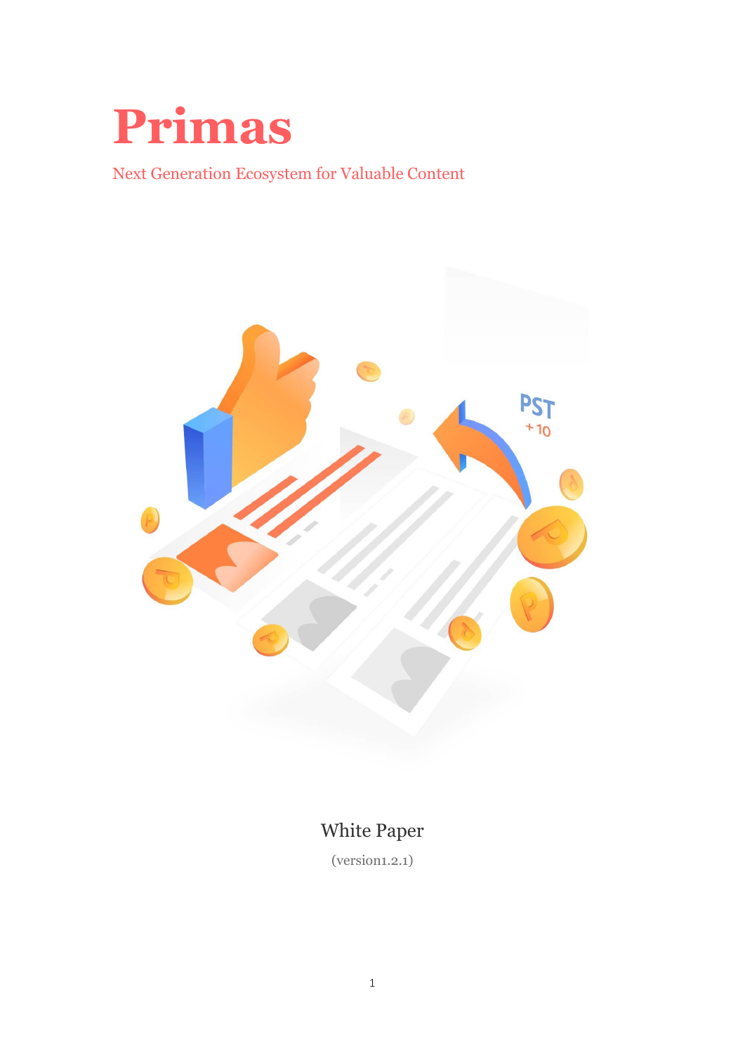# Primas

Next Generation Ecosystem for Valuable Content

White Paper

(version1.2.1)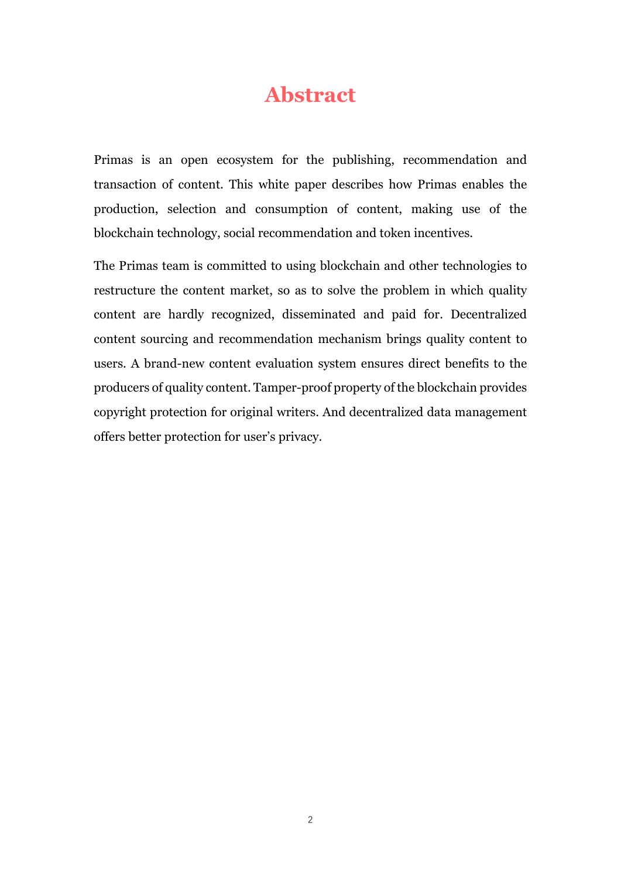# Abstract

Primas is an open ecosystem for the publishing, recommendation and transaction of content. This white paper describes how Primas enables the production, selection and consumption of content, making use of the blockchain technology, social recommendation and token incentives.

The Primas team is committed to using blockchain and other technologies to restructure the content market, so as to solve the problem in which quality content are hardly recognized, disseminated and paid for. Decentralized content sourcing and recommendation mechanism brings quality content to users. A brand-new content evaluation system ensures direct benefits to the producers of quality content. Tamper-proof property of the blockchain provides copyright protection for original writers. And decentralized data management offers better protection for user's privacy.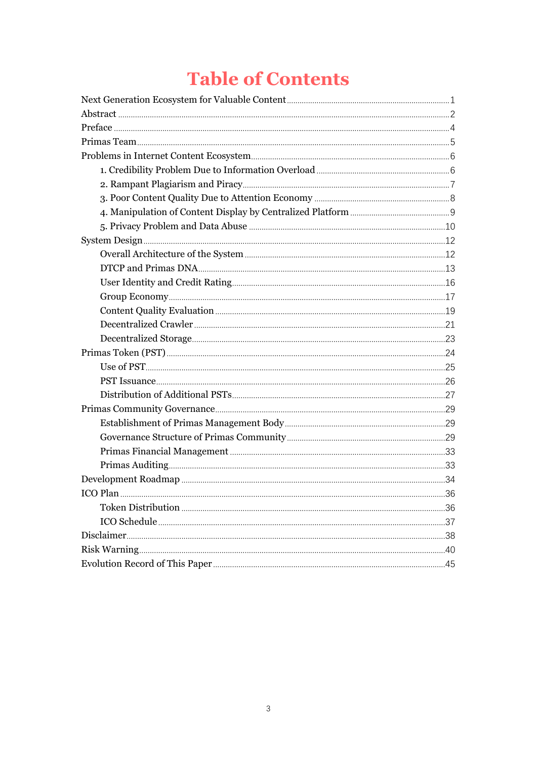# Table of Contents

Next Generation Ecosystem for Valuable Content ........ 1
Abstract ........ 2
Preface ........ 4
Primas Team ........ 5
Problems in Internet Content Ecosystem ........ 6
- 1. Credibility Problem Due to Information Overload ........ 6
- 2. Rampant Plagiarism and Piracy ........ 7
- 3. Poor Content Quality Due to Attention Economy ........ 8
- 4. Manipulation of Content Display by Centralized Platform ........ 9
- 5. Privacy Problem and Data Abuse ........ 10

System Design ........ 12
- Overall Architecture of the System ........ 12
- DTCP and Primas DNA ........ 13
- User Identity and Credit Rating ........ 16
- Group Economy ........ 17
- Content Quality Evaluation ........ 19
- Decentralized Crawler ........ 21
- Decentralized Storage ........ 23

Primas Token (PST) ........ 24
- Use of PST ........ 25
- PST Issuance ........ 26
- Distribution of Additional PSTs ........ 27

Primas Community Governance ........ 29
- Establishment of Primas Management Body ........ 29
- Governance Structure of Primas Community ........ 29
- Primas Financial Management ........ 33
- Primas Auditing ........ 33

Development Roadmap ........ 34
ICO Plan ........ 36
- Token Distribution ........ 36
- ICO Schedule ........ 37

Disclaimer ........ 38
Risk Warning ........ 40
Evolution Record of This Paper ........ 45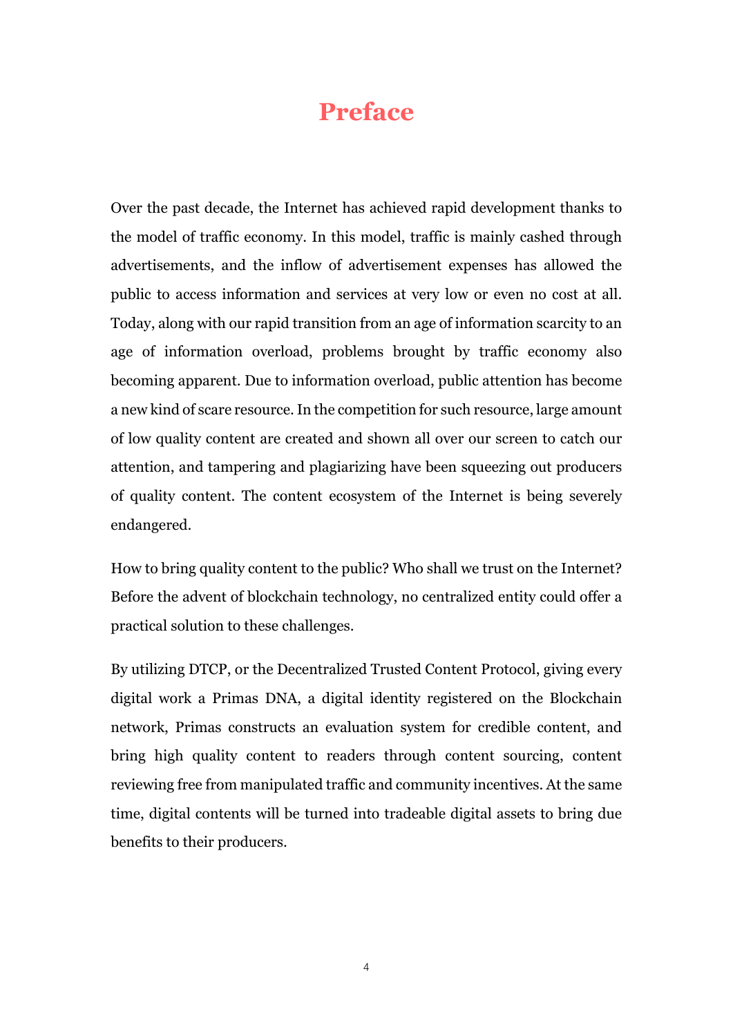# Preface

Over the past decade, the Internet has achieved rapid development thanks to the model of traffic economy. In this model, traffic is mainly cashed through advertisements, and the inflow of advertisement expenses has allowed the public to access information and services at very low or even no cost at all. Today, along with our rapid transition from an age of information scarcity to an age of information overload, problems brought by traffic economy also becoming apparent. Due to information overload, public attention has become a new kind of scare resource. In the competition for such resource, large amount of low quality content are created and shown all over our screen to catch our attention, and tampering and plagiarizing have been squeezing out producers of quality content. The content ecosystem of the Internet is being severely endangered.

How to bring quality content to the public? Who shall we trust on the Internet? Before the advent of blockchain technology, no centralized entity could offer a practical solution to these challenges.

By utilizing DTCP, or the Decentralized Trusted Content Protocol, giving every digital work a Primas DNA, a digital identity registered on the Blockchain network, Primas constructs an evaluation system for credible content, and bring high quality content to readers through content sourcing, content reviewing free from manipulated traffic and community incentives. At the same time, digital contents will be turned into tradeable digital assets to bring due benefits to their producers.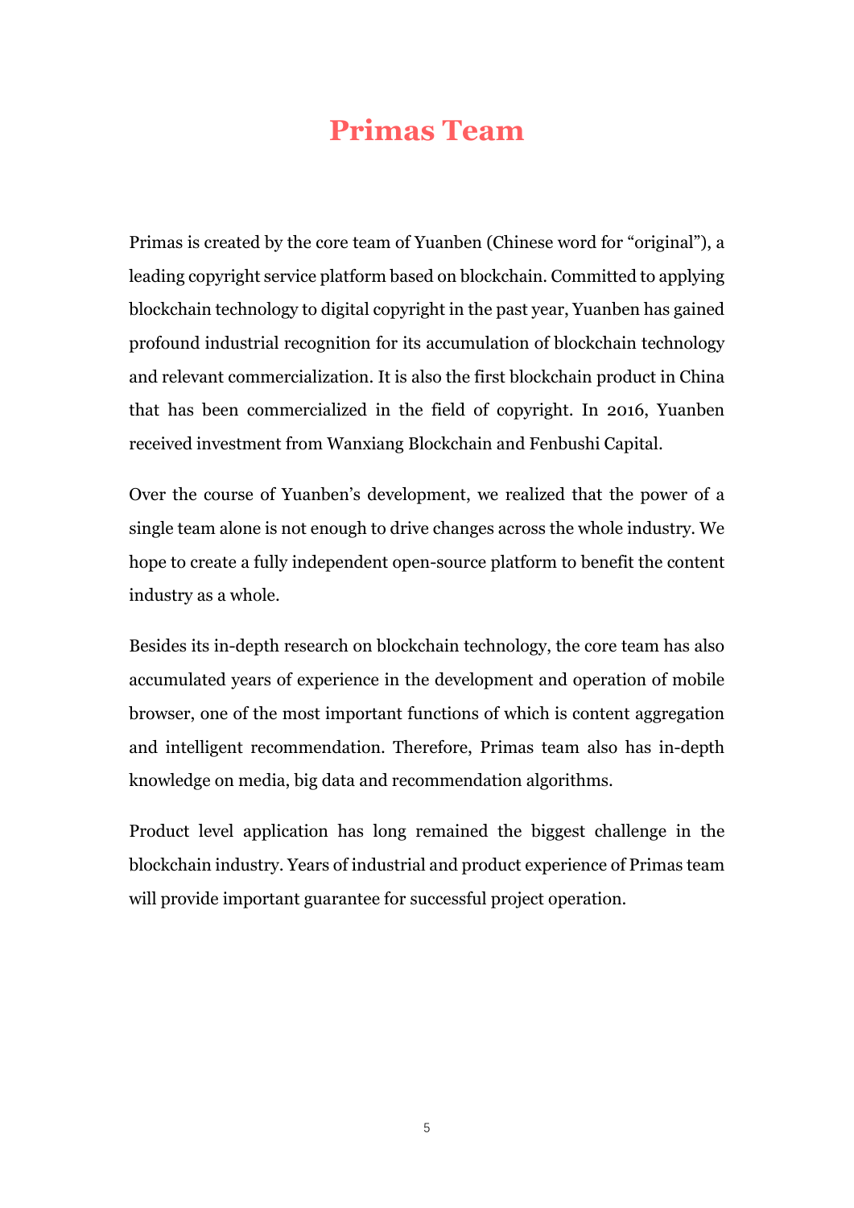# Primas Team

Primas is created by the core team of Yuanben (Chinese word for "original"), a leading copyright service platform based on blockchain. Committed to applying blockchain technology to digital copyright in the past year, Yuanben has gained profound industrial recognition for its accumulation of blockchain technology and relevant commercialization. It is also the first blockchain product in China that has been commercialized in the field of copyright. In 2016, Yuanben received investment from Wanxiang Blockchain and Fenbushi Capital.

Over the course of Yuanben's development, we realized that the power of a single team alone is not enough to drive changes across the whole industry. We hope to create a fully independent open-source platform to benefit the content industry as a whole.

Besides its in-depth research on blockchain technology, the core team has also accumulated years of experience in the development and operation of mobile browser, one of the most important functions of which is content aggregation and intelligent recommendation. Therefore, Primas team also has in-depth knowledge on media, big data and recommendation algorithms.

Product level application has long remained the biggest challenge in the blockchain industry. Years of industrial and product experience of Primas team will provide important guarantee for successful project operation.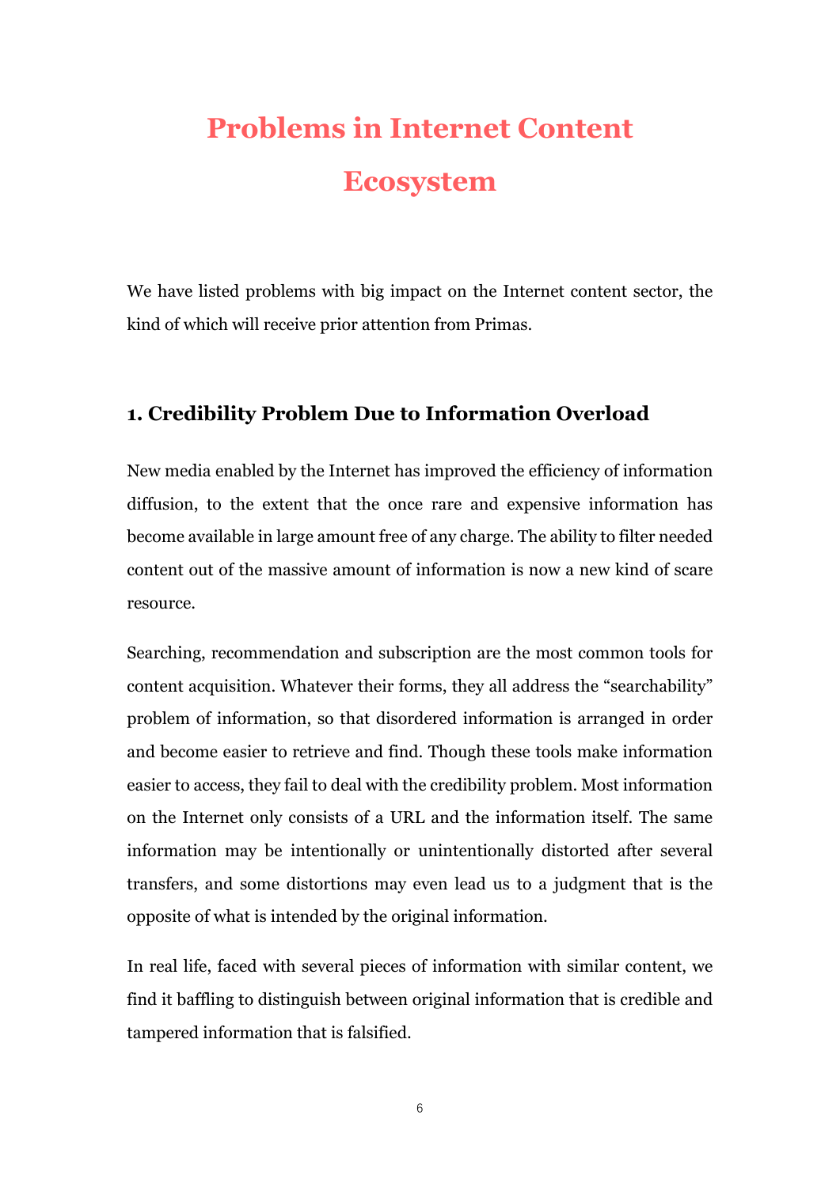# Problems in Internet Content Ecosystem

We have listed problems with big impact on the Internet content sector, the kind of which will receive prior attention from Primas.

## 1. Credibility Problem Due to Information Overload

New media enabled by the Internet has improved the efficiency of information diffusion, to the extent that the once rare and expensive information has become available in large amount free of any charge. The ability to filter needed content out of the massive amount of information is now a new kind of scare resource.

Searching, recommendation and subscription are the most common tools for content acquisition. Whatever their forms, they all address the "searchability" problem of information, so that disordered information is arranged in order and become easier to retrieve and find. Though these tools make information easier to access, they fail to deal with the credibility problem. Most information on the Internet only consists of a URL and the information itself. The same information may be intentionally or unintentionally distorted after several transfers, and some distortions may even lead us to a judgment that is the opposite of what is intended by the original information.

In real life, faced with several pieces of information with similar content, we find it baffling to distinguish between original information that is credible and tampered information that is falsified.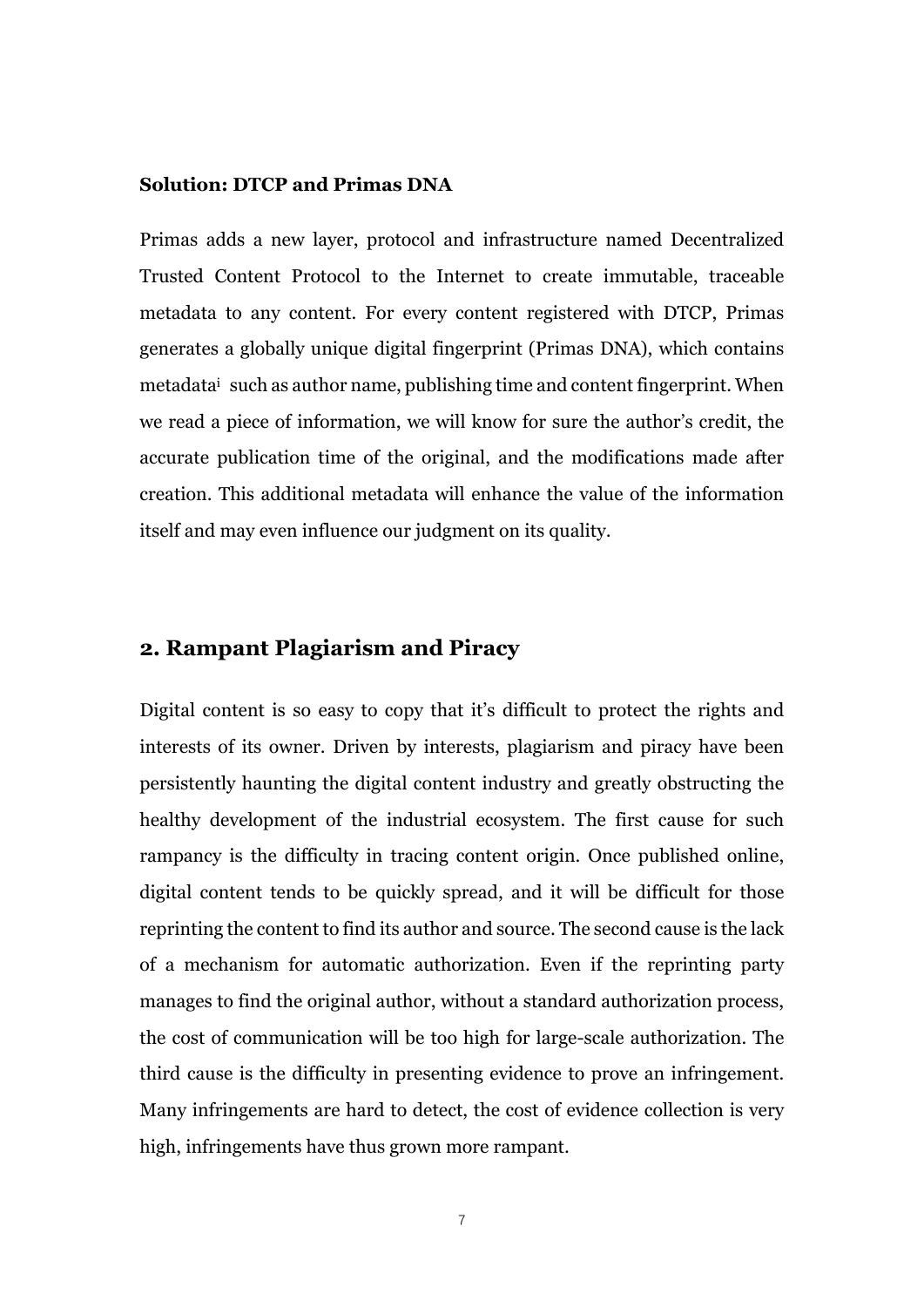**Solution: DTCP and Primas DNA**

Primas adds a new layer, protocol and infrastructure named Decentralized Trusted Content Protocol to the Internet to create immutable, traceable metadata to any content. For every content registered with DTCP, Primas generates a globally unique digital fingerprint (Primas DNA), which contains metadata[i] such as author name, publishing time and content fingerprint. When we read a piece of information, we will know for sure the author's credit, the accurate publication time of the original, and the modifications made after creation. This additional metadata will enhance the value of the information itself and may even influence our judgment on its quality.

## 2. Rampant Plagiarism and Piracy

Digital content is so easy to copy that it's difficult to protect the rights and interests of its owner. Driven by interests, plagiarism and piracy have been persistently haunting the digital content industry and greatly obstructing the healthy development of the industrial ecosystem. The first cause for such rampancy is the difficulty in tracing content origin. Once published online, digital content tends to be quickly spread, and it will be difficult for those reprinting the content to find its author and source. The second cause is the lack of a mechanism for automatic authorization. Even if the reprinting party manages to find the original author, without a standard authorization process, the cost of communication will be too high for large-scale authorization. The third cause is the difficulty in presenting evidence to prove an infringement. Many infringements are hard to detect, the cost of evidence collection is very high, infringements have thus grown more rampant.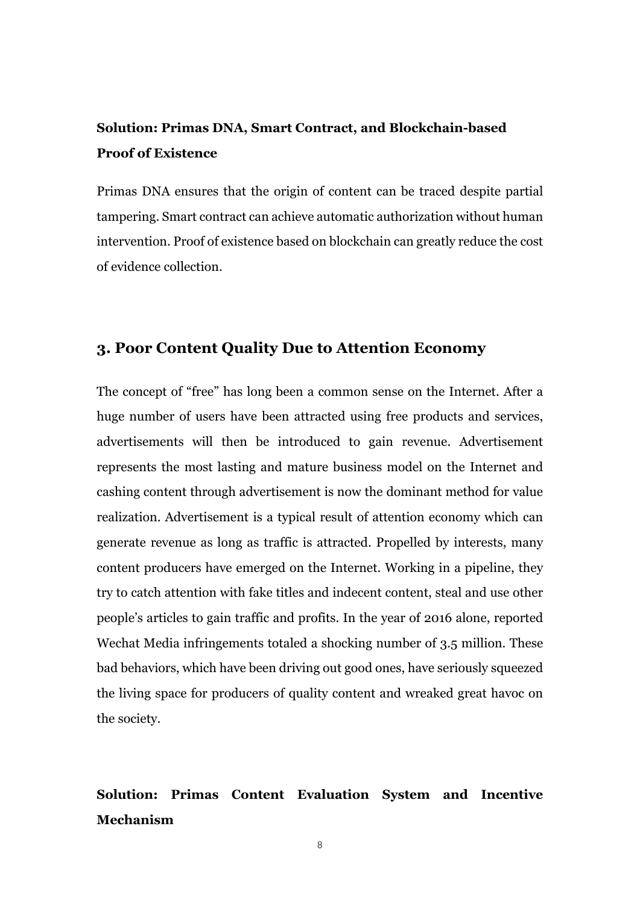**Solution: Primas DNA, Smart Contract, and Blockchain-based Proof of Existence**

Primas DNA ensures that the origin of content can be traced despite partial tampering. Smart contract can achieve automatic authorization without human intervention. Proof of existence based on blockchain can greatly reduce the cost of evidence collection.

## 3. Poor Content Quality Due to Attention Economy

The concept of “free” has long been a common sense on the Internet. After a huge number of users have been attracted using free products and services, advertisements will then be introduced to gain revenue. Advertisement represents the most lasting and mature business model on the Internet and cashing content through advertisement is now the dominant method for value realization. Advertisement is a typical result of attention economy which can generate revenue as long as traffic is attracted. Propelled by interests, many content producers have emerged on the Internet. Working in a pipeline, they try to catch attention with fake titles and indecent content, steal and use other people’s articles to gain traffic and profits. In the year of 2016 alone, reported Wechat Media infringements totaled a shocking number of 3.5 million. These bad behaviors, which have been driving out good ones, have seriously squeezed the living space for producers of quality content and wreaked great havoc on the society.

**Solution: Primas Content Evaluation System and Incentive Mechanism**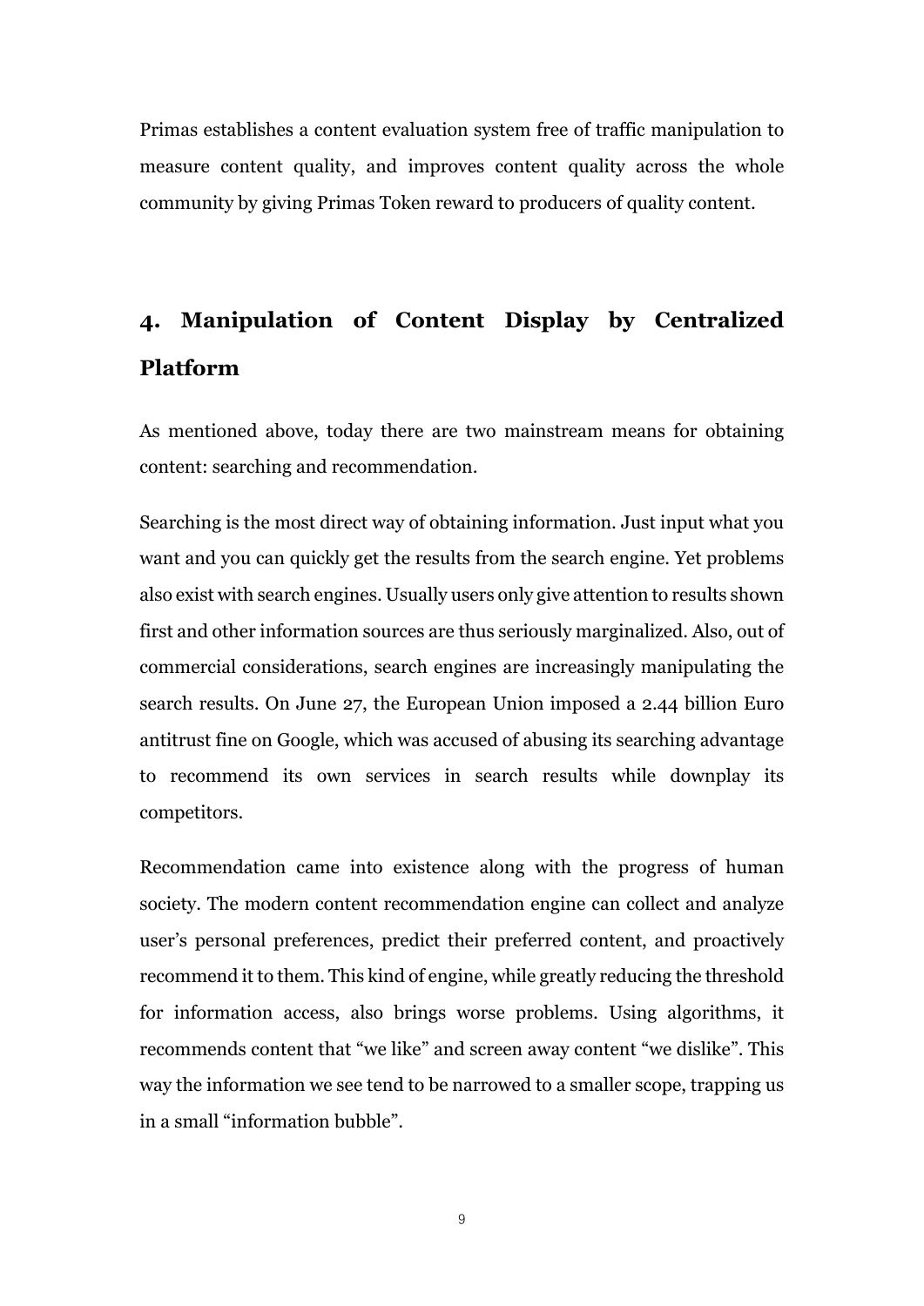Primas establishes a content evaluation system free of traffic manipulation to measure content quality, and improves content quality across the whole community by giving Primas Token reward to producers of quality content.

## 4. Manipulation of Content Display by Centralized Platform

As mentioned above, today there are two mainstream means for obtaining content: searching and recommendation.

Searching is the most direct way of obtaining information. Just input what you want and you can quickly get the results from the search engine. Yet problems also exist with search engines. Usually users only give attention to results shown first and other information sources are thus seriously marginalized. Also, out of commercial considerations, search engines are increasingly manipulating the search results. On June 27, the European Union imposed a 2.44 billion Euro antitrust fine on Google, which was accused of abusing its searching advantage to recommend its own services in search results while downplay its competitors.

Recommendation came into existence along with the progress of human society. The modern content recommendation engine can collect and analyze user's personal preferences, predict their preferred content, and proactively recommend it to them. This kind of engine, while greatly reducing the threshold for information access, also brings worse problems. Using algorithms, it recommends content that "we like" and screen away content "we dislike". This way the information we see tend to be narrowed to a smaller scope, trapping us in a small "information bubble".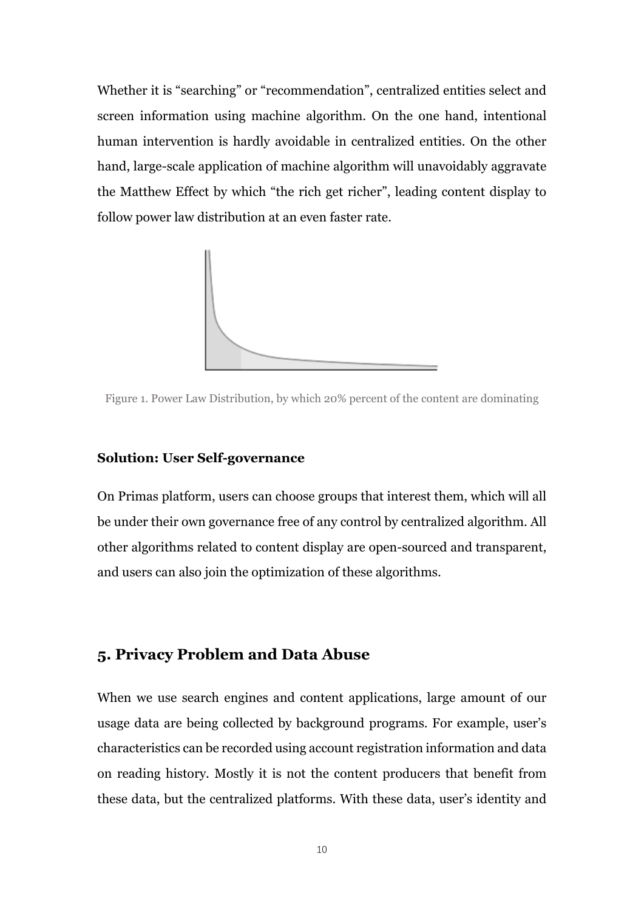Whether it is “searching” or “recommendation”, centralized entities select and screen information using machine algorithm. On the one hand, intentional human intervention is hardly avoidable in centralized entities. On the other hand, large-scale application of machine algorithm will unavoidably aggravate the Matthew Effect by which “the rich get richer”, leading content display to follow power law distribution at an even faster rate.

Figure 1. Power Law Distribution, by which 20% percent of the content are dominating

**Solution: User Self-governance**

On Primas platform, users can choose groups that interest them, which will all be under their own governance free of any control by centralized algorithm. All other algorithms related to content display are open-sourced and transparent, and users can also join the optimization of these algorithms.

## 5. Privacy Problem and Data Abuse

When we use search engines and content applications, large amount of our usage data are being collected by background programs. For example, user’s characteristics can be recorded using account registration information and data on reading history. Mostly it is not the content producers that benefit from these data, but the centralized platforms. With these data, user’s identity and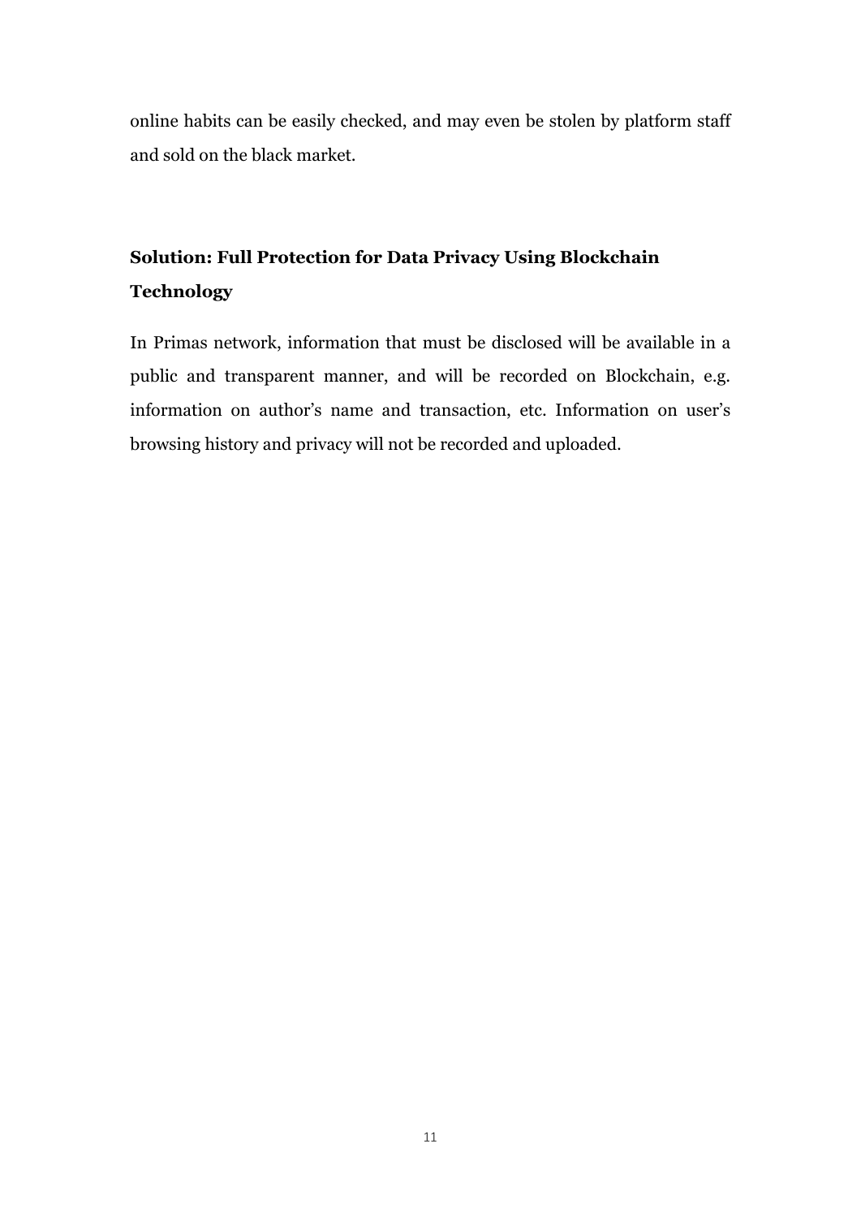online habits can be easily checked, and may even be stolen by platform staff and sold on the black market.

### Solution: Full Protection for Data Privacy Using Blockchain Technology

In Primas network, information that must be disclosed will be available in a public and transparent manner, and will be recorded on Blockchain, e.g. information on author's name and transaction, etc. Information on user's browsing history and privacy will not be recorded and uploaded.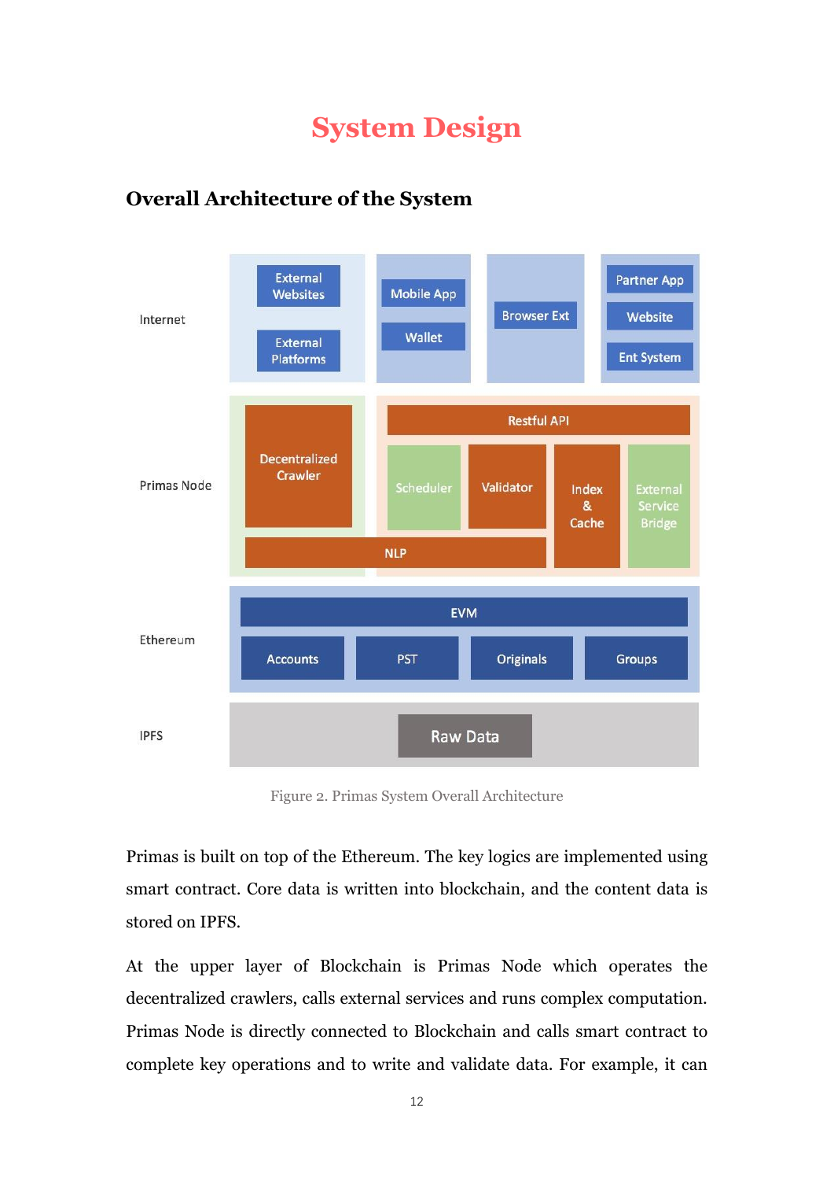# System Design

## Overall Architecture of the System

Figure 2. Primas System Overall Architecture

Primas is built on top of the Ethereum. The key logics are implemented using smart contract. Core data is written into blockchain, and the content data is stored on IPFS.

At the upper layer of Blockchain is Primas Node which operates the decentralized crawlers, calls external services and runs complex computation. Primas Node is directly connected to Blockchain and calls smart contract to complete key operations and to write and validate data. For example, it can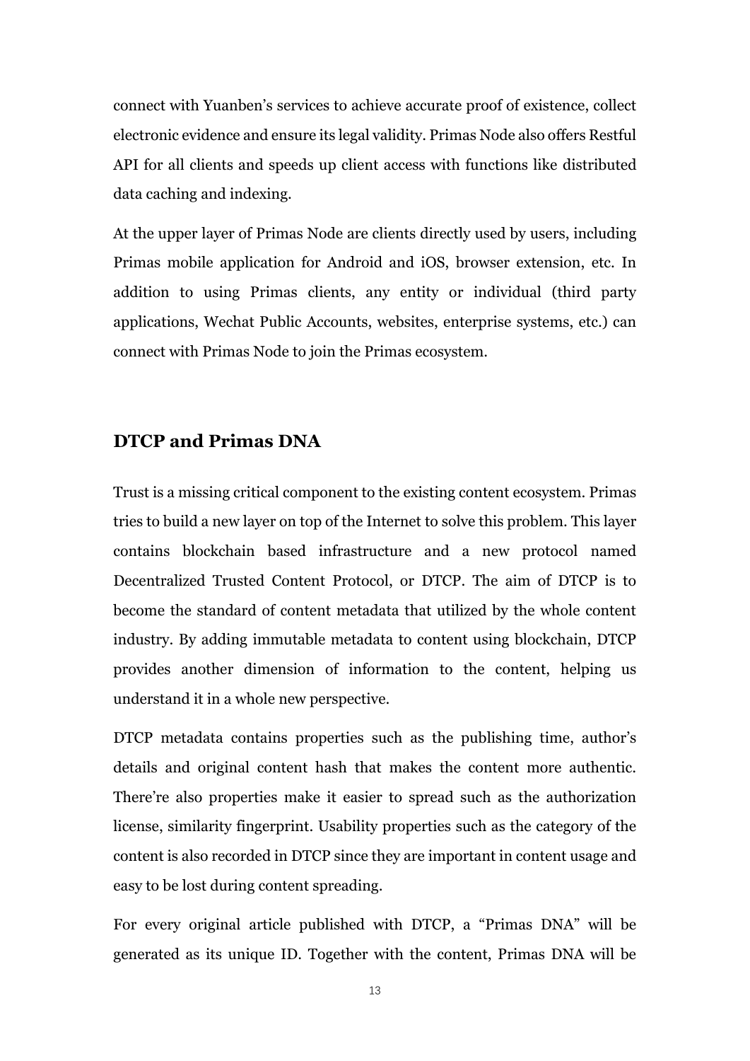connect with Yuanben's services to achieve accurate proof of existence, collect electronic evidence and ensure its legal validity. Primas Node also offers Restful API for all clients and speeds up client access with functions like distributed data caching and indexing.

At the upper layer of Primas Node are clients directly used by users, including Primas mobile application for Android and iOS, browser extension, etc. In addition to using Primas clients, any entity or individual (third party applications, Wechat Public Accounts, websites, enterprise systems, etc.) can connect with Primas Node to join the Primas ecosystem.

## DTCP and Primas DNA

Trust is a missing critical component to the existing content ecosystem. Primas tries to build a new layer on top of the Internet to solve this problem. This layer contains blockchain based infrastructure and a new protocol named Decentralized Trusted Content Protocol, or DTCP. The aim of DTCP is to become the standard of content metadata that utilized by the whole content industry. By adding immutable metadata to content using blockchain, DTCP provides another dimension of information to the content, helping us understand it in a whole new perspective.

DTCP metadata contains properties such as the publishing time, author's details and original content hash that makes the content more authentic. There're also properties make it easier to spread such as the authorization license, similarity fingerprint. Usability properties such as the category of the content is also recorded in DTCP since they are important in content usage and easy to be lost during content spreading.

For every original article published with DTCP, a "Primas DNA" will be generated as its unique ID. Together with the content, Primas DNA will be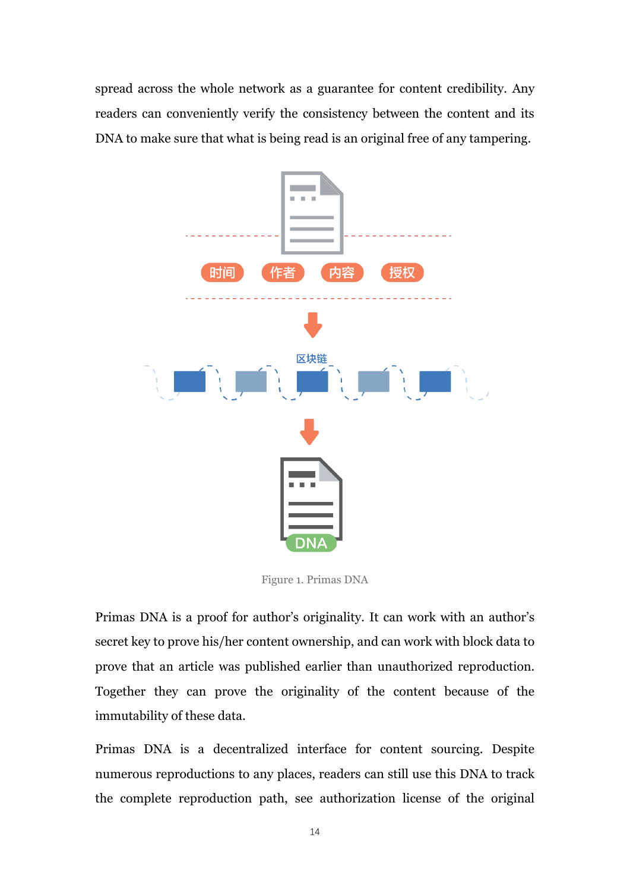spread across the whole network as a guarantee for content credibility. Any readers can conveniently verify the consistency between the content and its DNA to make sure that what is being read is an original free of any tampering.

时间 作者 内容 授权

区块链

DNA

Figure 1. Primas DNA

Primas DNA is a proof for author's originality. It can work with an author's secret key to prove his/her content ownership, and can work with block data to prove that an article was published earlier than unauthorized reproduction. Together they can prove the originality of the content because of the immutability of these data.

Primas DNA is a decentralized interface for content sourcing. Despite numerous reproductions to any places, readers can still use this DNA to track the complete reproduction path, see authorization license of the original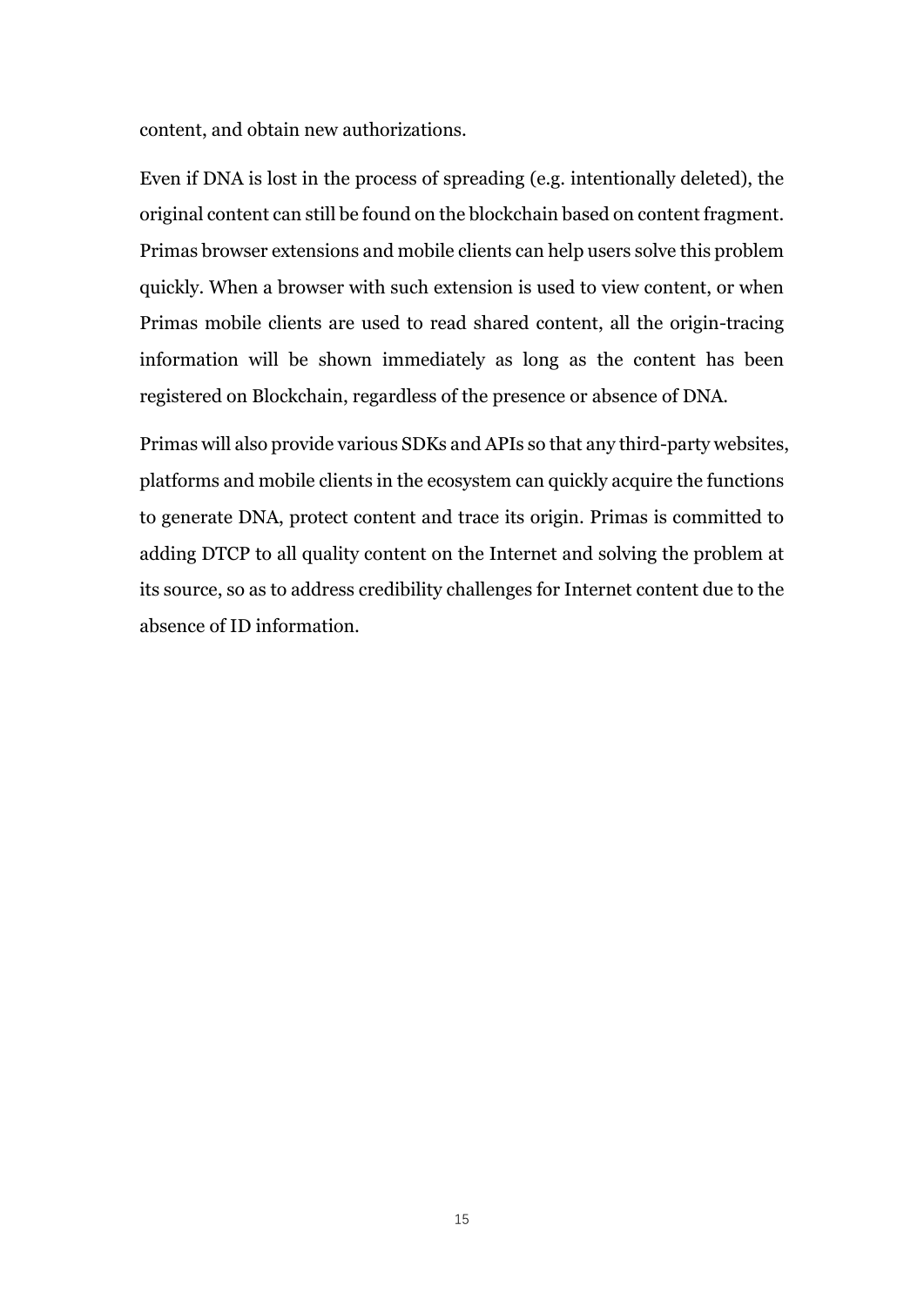content, and obtain new authorizations.

Even if DNA is lost in the process of spreading (e.g. intentionally deleted), the original content can still be found on the blockchain based on content fragment. Primas browser extensions and mobile clients can help users solve this problem quickly. When a browser with such extension is used to view content, or when Primas mobile clients are used to read shared content, all the origin-tracing information will be shown immediately as long as the content has been registered on Blockchain, regardless of the presence or absence of DNA.

Primas will also provide various SDKs and APIs so that any third-party websites, platforms and mobile clients in the ecosystem can quickly acquire the functions to generate DNA, protect content and trace its origin. Primas is committed to adding DTCP to all quality content on the Internet and solving the problem at its source, so as to address credibility challenges for Internet content due to the absence of ID information.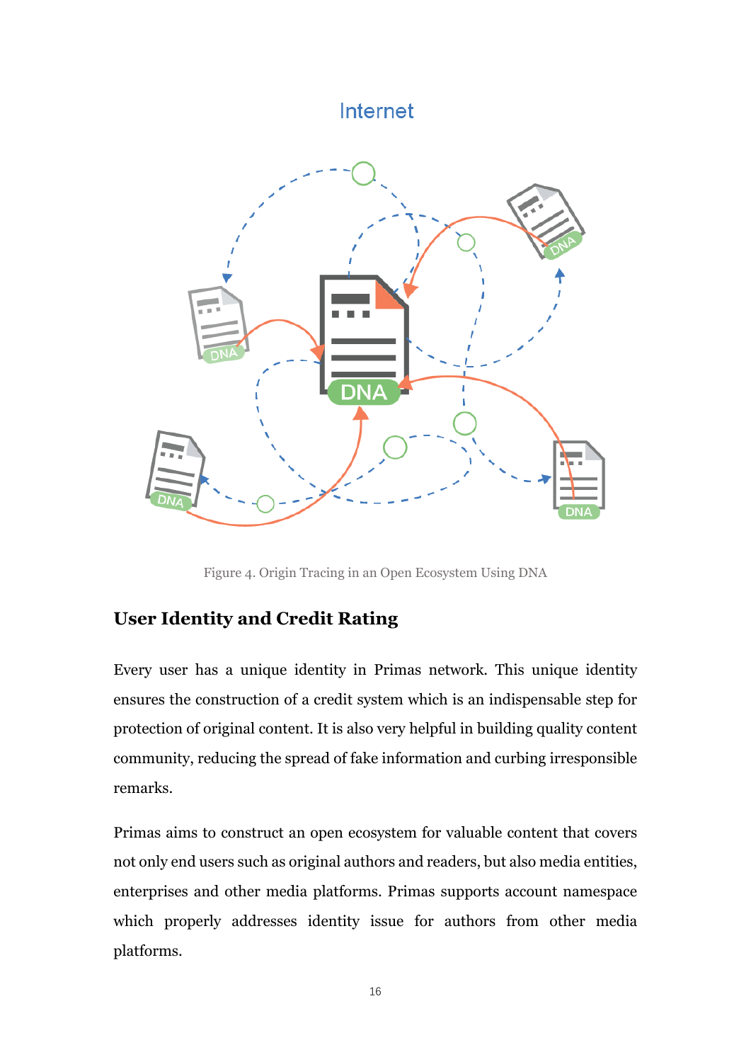Figure 4. Origin Tracing in an Open Ecosystem Using DNA

## User Identity and Credit Rating

Every user has a unique identity in Primas network. This unique identity ensures the construction of a credit system which is an indispensable step for protection of original content. It is also very helpful in building quality content community, reducing the spread of fake information and curbing irresponsible remarks.

Primas aims to construct an open ecosystem for valuable content that covers not only end users such as original authors and readers, but also media entities, enterprises and other media platforms. Primas supports account namespace which properly addresses identity issue for authors from other media platforms.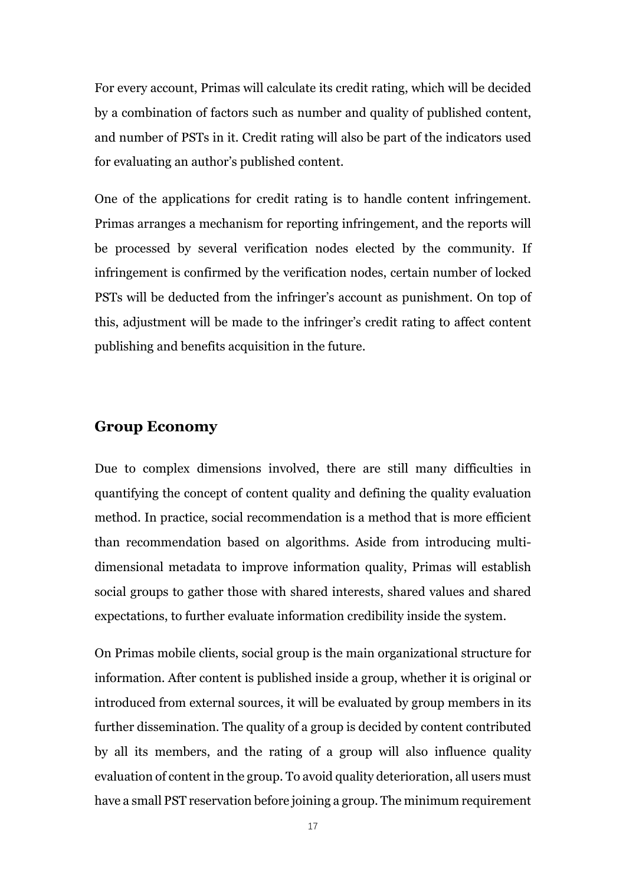For every account, Primas will calculate its credit rating, which will be decided by a combination of factors such as number and quality of published content, and number of PSTs in it. Credit rating will also be part of the indicators used for evaluating an author's published content.

One of the applications for credit rating is to handle content infringement. Primas arranges a mechanism for reporting infringement, and the reports will be processed by several verification nodes elected by the community. If infringement is confirmed by the verification nodes, certain number of locked PSTs will be deducted from the infringer's account as punishment. On top of this, adjustment will be made to the infringer's credit rating to affect content publishing and benefits acquisition in the future.

## Group Economy

Due to complex dimensions involved, there are still many difficulties in quantifying the concept of content quality and defining the quality evaluation method. In practice, social recommendation is a method that is more efficient than recommendation based on algorithms. Aside from introducing multi-dimensional metadata to improve information quality, Primas will establish social groups to gather those with shared interests, shared values and shared expectations, to further evaluate information credibility inside the system.

On Primas mobile clients, social group is the main organizational structure for information. After content is published inside a group, whether it is original or introduced from external sources, it will be evaluated by group members in its further dissemination. The quality of a group is decided by content contributed by all its members, and the rating of a group will also influence quality evaluation of content in the group. To avoid quality deterioration, all users must have a small PST reservation before joining a group. The minimum requirement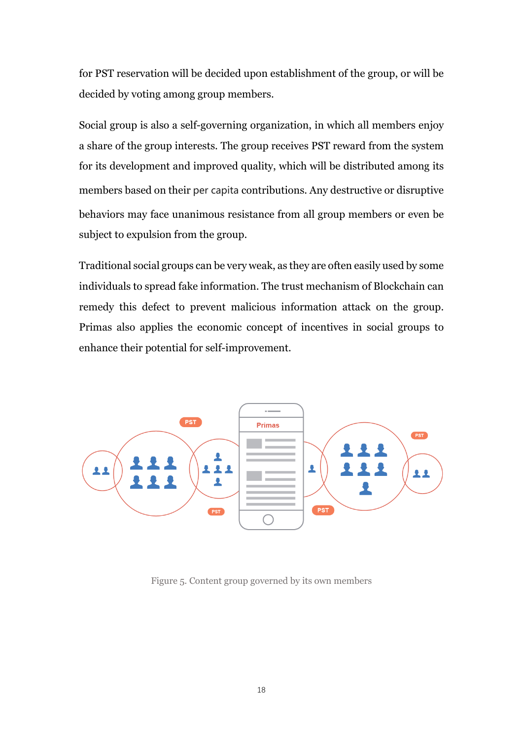for PST reservation will be decided upon establishment of the group, or will be decided by voting among group members.

Social group is also a self-governing organization, in which all members enjoy a share of the group interests. The group receives PST reward from the system for its development and improved quality, which will be distributed among its members based on their per capita contributions. Any destructive or disruptive behaviors may face unanimous resistance from all group members or even be subject to expulsion from the group.

Traditional social groups can be very weak, as they are often easily used by some individuals to spread fake information. The trust mechanism of Blockchain can remedy this defect to prevent malicious information attack on the group. Primas also applies the economic concept of incentives in social groups to enhance their potential for self-improvement.

Figure 5. Content group governed by its own members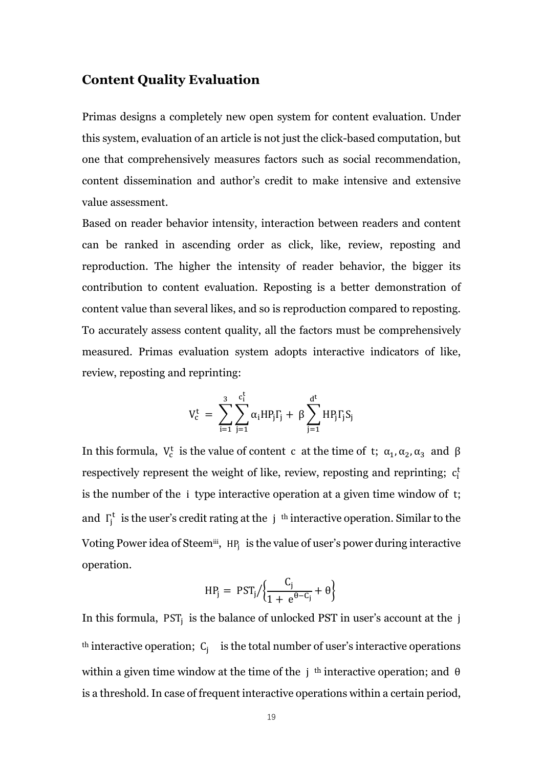## Content Quality Evaluation

Primas designs a completely new open system for content evaluation. Under this system, evaluation of an article is not just the click-based computation, but one that comprehensively measures factors such as social recommendation, content dissemination and author's credit to make intensive and extensive value assessment.

Based on reader behavior intensity, interaction between readers and content can be ranked in ascending order as click, like, review, reposting and reproduction. The higher the intensity of reader behavior, the bigger its contribution to content evaluation. Reposting is a better demonstration of content value than several likes, and so is reproduction compared to reposting. To accurately assess content quality, all the factors must be comprehensively measured. Primas evaluation system adopts interactive indicators of like, review, reposting and reprinting:

$$V_c^t = \sum_{i=1}^{3} \sum_{j=1}^{c_i^t} \alpha_i HP_j \Gamma_j + \beta \sum_{j=1}^{d^t} HP_j \Gamma_j S_j$$

In this formula, $V_c^t$ is the value of content $c$ at the time of $t$; $\alpha_1, \alpha_2, \alpha_3$ and $\beta$ respectively represent the weight of like, review, reposting and reprinting; $c_i^t$ is the number of the $i$ type interactive operation at a given time window of $t$; and $\Gamma_j^t$ is the user's credit rating at the $j$ th interactive operation. Similar to the Voting Power idea of Steem[iii], $HP_j$ is the value of user's power during interactive operation.

$$HP_j = PST_j \Big/ \left\{ \frac{C_j}{1 + e^{\theta - C_j}} + \theta \right\}$$

In this formula, $PST_j$ is the balance of unlocked PST in user's account at the $j$ th interactive operation; $C_j$ is the total number of user's interactive operations within a given time window at the time of the $j$ th interactive operation; and $\theta$ is a threshold. In case of frequent interactive operations within a certain period,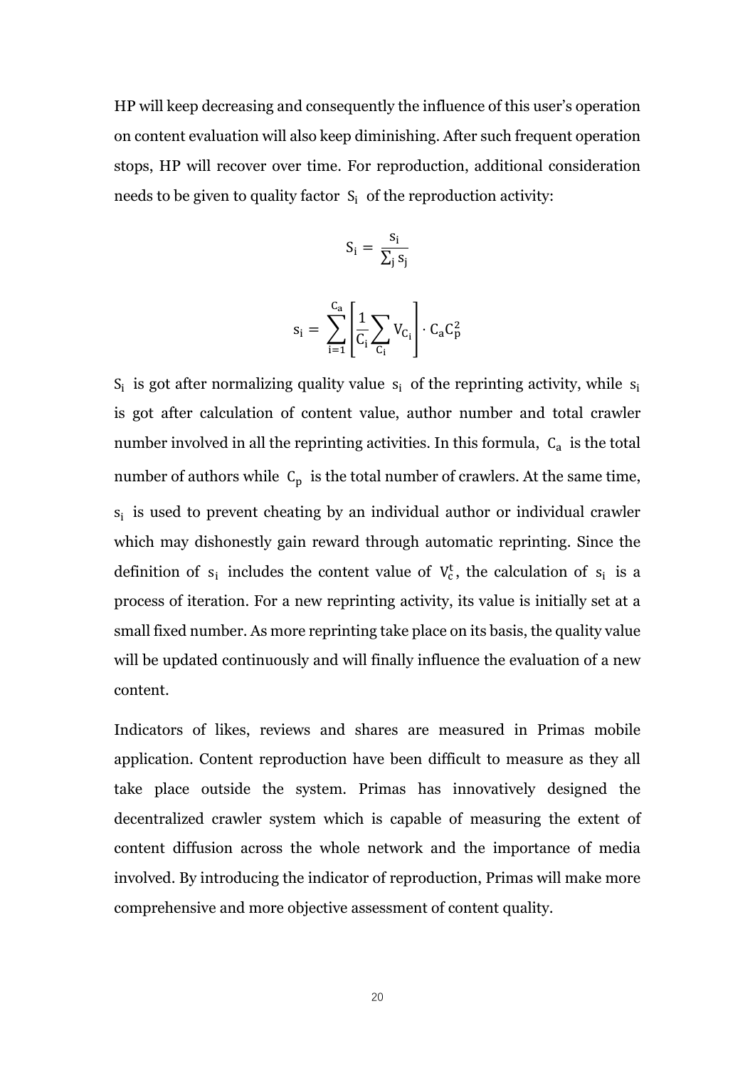HP will keep decreasing and consequently the influence of this user's operation on content evaluation will also keep diminishing. After such frequent operation stops, HP will recover over time. For reproduction, additional consideration needs to be given to quality factor $S_i$ of the reproduction activity:

$$S_i = \frac{s_i}{\sum_j s_j}$$

$$s_i = \sum_{i=1}^{C_a} \left[ \frac{1}{C_i} \sum_{C_i} V_{C_i} \right] \cdot C_a C_p^2$$

$S_i$ is got after normalizing quality value $s_i$ of the reprinting activity, while $s_i$ is got after calculation of content value, author number and total crawler number involved in all the reprinting activities. In this formula, $C_a$ is the total number of authors while $C_p$ is the total number of crawlers. At the same time, $s_i$ is used to prevent cheating by an individual author or individual crawler which may dishonestly gain reward through automatic reprinting. Since the definition of $s_i$ includes the content value of $V_c^t$, the calculation of $s_i$ is a process of iteration. For a new reprinting activity, its value is initially set at a small fixed number. As more reprinting take place on its basis, the quality value will be updated continuously and will finally influence the evaluation of a new content.

Indicators of likes, reviews and shares are measured in Primas mobile application. Content reproduction have been difficult to measure as they all take place outside the system. Primas has innovatively designed the decentralized crawler system which is capable of measuring the extent of content diffusion across the whole network and the importance of media involved. By introducing the indicator of reproduction, Primas will make more comprehensive and more objective assessment of content quality.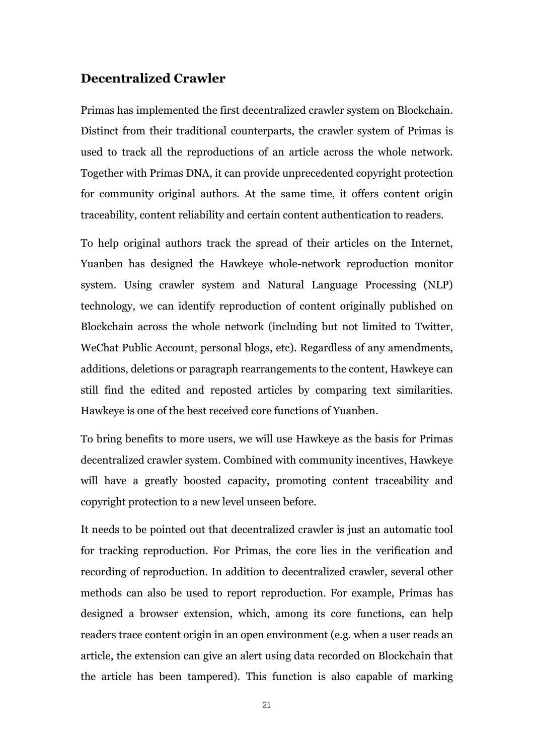## Decentralized Crawler

Primas has implemented the first decentralized crawler system on Blockchain. Distinct from their traditional counterparts, the crawler system of Primas is used to track all the reproductions of an article across the whole network. Together with Primas DNA, it can provide unprecedented copyright protection for community original authors. At the same time, it offers content origin traceability, content reliability and certain content authentication to readers.

To help original authors track the spread of their articles on the Internet, Yuanben has designed the Hawkeye whole-network reproduction monitor system. Using crawler system and Natural Language Processing (NLP) technology, we can identify reproduction of content originally published on Blockchain across the whole network (including but not limited to Twitter, WeChat Public Account, personal blogs, etc). Regardless of any amendments, additions, deletions or paragraph rearrangements to the content, Hawkeye can still find the edited and reposted articles by comparing text similarities. Hawkeye is one of the best received core functions of Yuanben.

To bring benefits to more users, we will use Hawkeye as the basis for Primas decentralized crawler system. Combined with community incentives, Hawkeye will have a greatly boosted capacity, promoting content traceability and copyright protection to a new level unseen before.

It needs to be pointed out that decentralized crawler is just an automatic tool for tracking reproduction. For Primas, the core lies in the verification and recording of reproduction. In addition to decentralized crawler, several other methods can also be used to report reproduction. For example, Primas has designed a browser extension, which, among its core functions, can help readers trace content origin in an open environment (e.g. when a user reads an article, the extension can give an alert using data recorded on Blockchain that the article has been tampered). This function is also capable of marking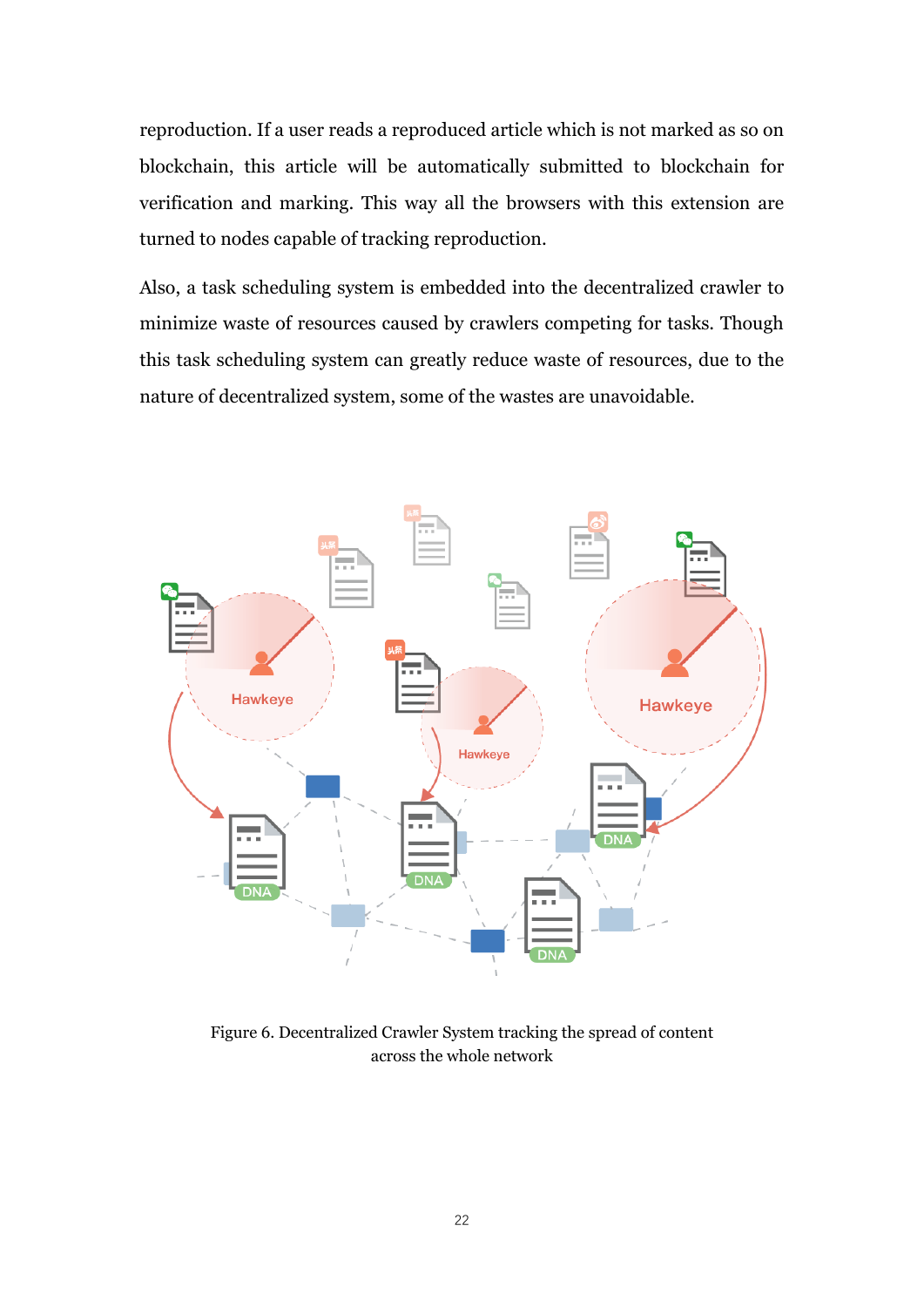reproduction. If a user reads a reproduced article which is not marked as so on blockchain, this article will be automatically submitted to blockchain for verification and marking. This way all the browsers with this extension are turned to nodes capable of tracking reproduction.

Also, a task scheduling system is embedded into the decentralized crawler to minimize waste of resources caused by crawlers competing for tasks. Though this task scheduling system can greatly reduce waste of resources, due to the nature of decentralized system, some of the wastes are unavoidable.

Figure 6. Decentralized Crawler System tracking the spread of content across the whole network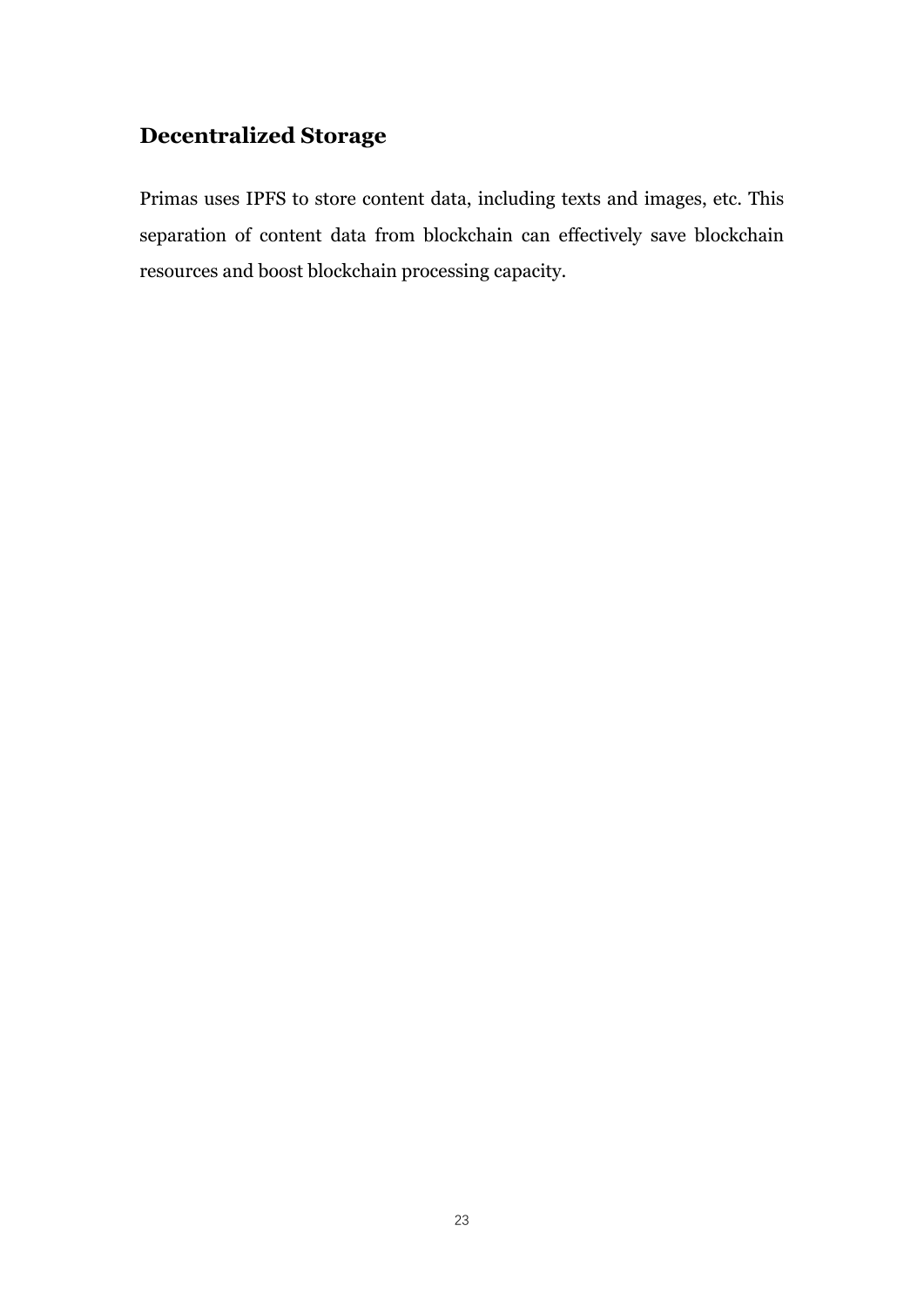## Decentralized Storage

Primas uses IPFS to store content data, including texts and images, etc. This separation of content data from blockchain can effectively save blockchain resources and boost blockchain processing capacity.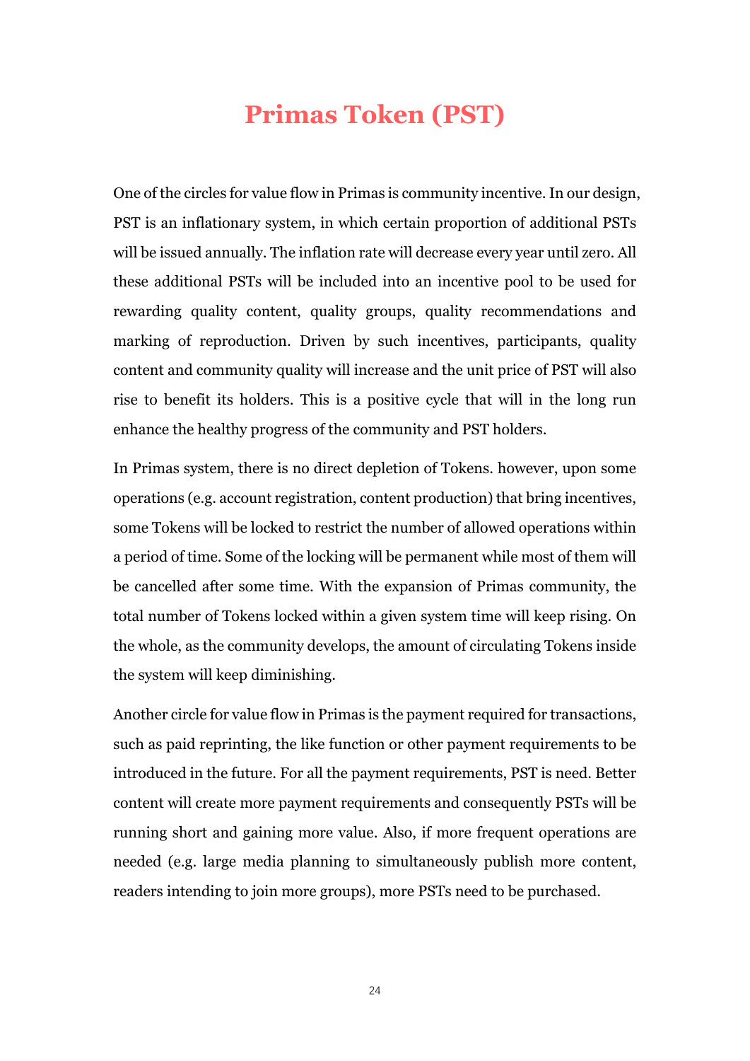# Primas Token (PST)

One of the circles for value flow in Primas is community incentive. In our design, PST is an inflationary system, in which certain proportion of additional PSTs will be issued annually. The inflation rate will decrease every year until zero. All these additional PSTs will be included into an incentive pool to be used for rewarding quality content, quality groups, quality recommendations and marking of reproduction. Driven by such incentives, participants, quality content and community quality will increase and the unit price of PST will also rise to benefit its holders. This is a positive cycle that will in the long run enhance the healthy progress of the community and PST holders.

In Primas system, there is no direct depletion of Tokens. however, upon some operations (e.g. account registration, content production) that bring incentives, some Tokens will be locked to restrict the number of allowed operations within a period of time. Some of the locking will be permanent while most of them will be cancelled after some time. With the expansion of Primas community, the total number of Tokens locked within a given system time will keep rising. On the whole, as the community develops, the amount of circulating Tokens inside the system will keep diminishing.

Another circle for value flow in Primas is the payment required for transactions, such as paid reprinting, the like function or other payment requirements to be introduced in the future. For all the payment requirements, PST is need. Better content will create more payment requirements and consequently PSTs will be running short and gaining more value. Also, if more frequent operations are needed (e.g. large media planning to simultaneously publish more content, readers intending to join more groups), more PSTs need to be purchased.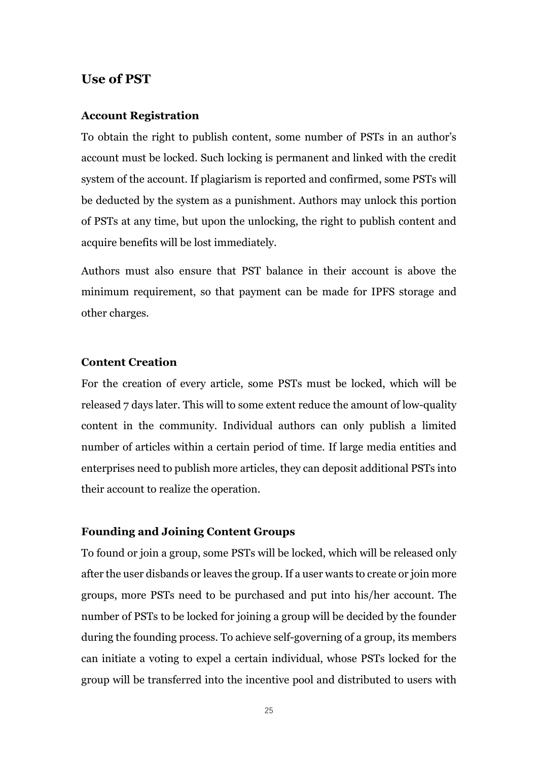## Use of PST

### Account Registration

To obtain the right to publish content, some number of PSTs in an author's account must be locked. Such locking is permanent and linked with the credit system of the account. If plagiarism is reported and confirmed, some PSTs will be deducted by the system as a punishment. Authors may unlock this portion of PSTs at any time, but upon the unlocking, the right to publish content and acquire benefits will be lost immediately.

Authors must also ensure that PST balance in their account is above the minimum requirement, so that payment can be made for IPFS storage and other charges.

### Content Creation

For the creation of every article, some PSTs must be locked, which will be released 7 days later. This will to some extent reduce the amount of low-quality content in the community. Individual authors can only publish a limited number of articles within a certain period of time. If large media entities and enterprises need to publish more articles, they can deposit additional PSTs into their account to realize the operation.

### Founding and Joining Content Groups

To found or join a group, some PSTs will be locked, which will be released only after the user disbands or leaves the group. If a user wants to create or join more groups, more PSTs need to be purchased and put into his/her account. The number of PSTs to be locked for joining a group will be decided by the founder during the founding process. To achieve self-governing of a group, its members can initiate a voting to expel a certain individual, whose PSTs locked for the group will be transferred into the incentive pool and distributed to users with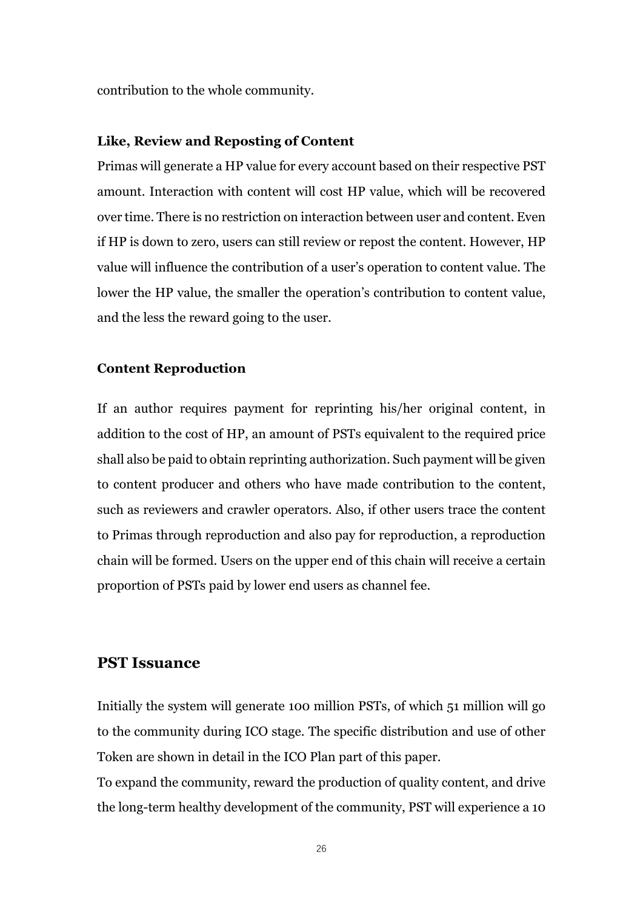contribution to the whole community.

### Like, Review and Reposting of Content

Primas will generate a HP value for every account based on their respective PST amount. Interaction with content will cost HP value, which will be recovered over time. There is no restriction on interaction between user and content. Even if HP is down to zero, users can still review or repost the content. However, HP value will influence the contribution of a user's operation to content value. The lower the HP value, the smaller the operation's contribution to content value, and the less the reward going to the user.

### Content Reproduction

If an author requires payment for reprinting his/her original content, in addition to the cost of HP, an amount of PSTs equivalent to the required price shall also be paid to obtain reprinting authorization. Such payment will be given to content producer and others who have made contribution to the content, such as reviewers and crawler operators. Also, if other users trace the content to Primas through reproduction and also pay for reproduction, a reproduction chain will be formed. Users on the upper end of this chain will receive a certain proportion of PSTs paid by lower end users as channel fee.

## PST Issuance

Initially the system will generate 100 million PSTs, of which 51 million will go to the community during ICO stage. The specific distribution and use of other Token are shown in detail in the ICO Plan part of this paper.

To expand the community, reward the production of quality content, and drive the long-term healthy development of the community, PST will experience a 10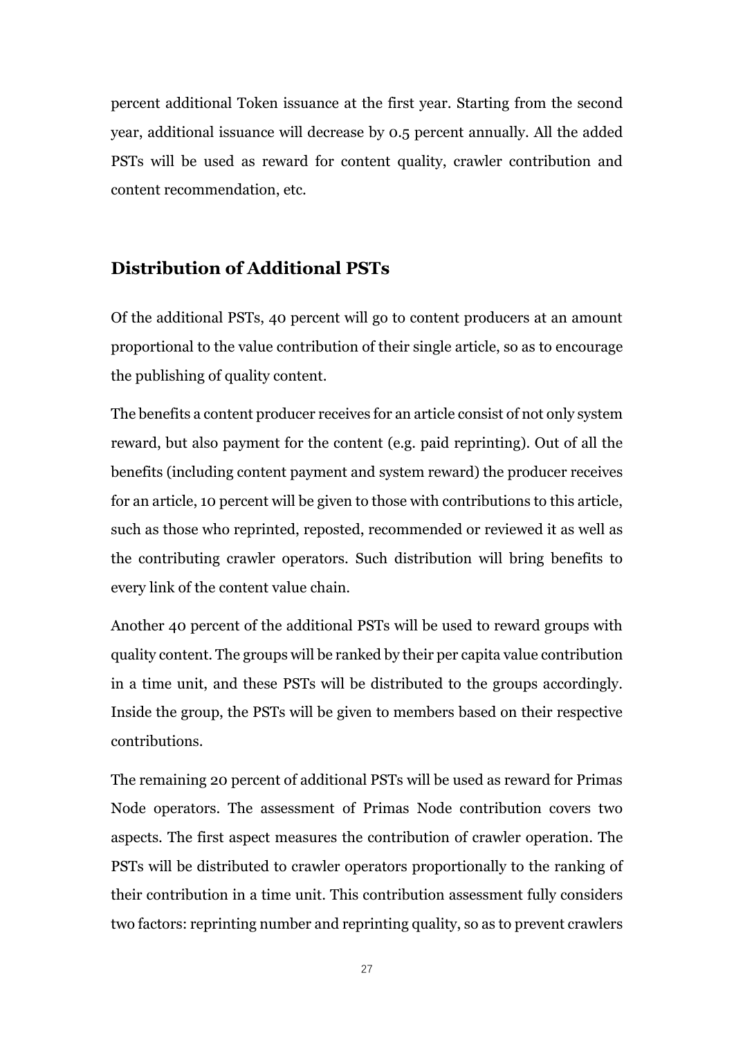percent additional Token issuance at the first year. Starting from the second year, additional issuance will decrease by 0.5 percent annually. All the added PSTs will be used as reward for content quality, crawler contribution and content recommendation, etc.

## Distribution of Additional PSTs

Of the additional PSTs, 40 percent will go to content producers at an amount proportional to the value contribution of their single article, so as to encourage the publishing of quality content.

The benefits a content producer receives for an article consist of not only system reward, but also payment for the content (e.g. paid reprinting). Out of all the benefits (including content payment and system reward) the producer receives for an article, 10 percent will be given to those with contributions to this article, such as those who reprinted, reposted, recommended or reviewed it as well as the contributing crawler operators. Such distribution will bring benefits to every link of the content value chain.

Another 40 percent of the additional PSTs will be used to reward groups with quality content. The groups will be ranked by their per capita value contribution in a time unit, and these PSTs will be distributed to the groups accordingly. Inside the group, the PSTs will be given to members based on their respective contributions.

The remaining 20 percent of additional PSTs will be used as reward for Primas Node operators. The assessment of Primas Node contribution covers two aspects. The first aspect measures the contribution of crawler operation. The PSTs will be distributed to crawler operators proportionally to the ranking of their contribution in a time unit. This contribution assessment fully considers two factors: reprinting number and reprinting quality, so as to prevent crawlers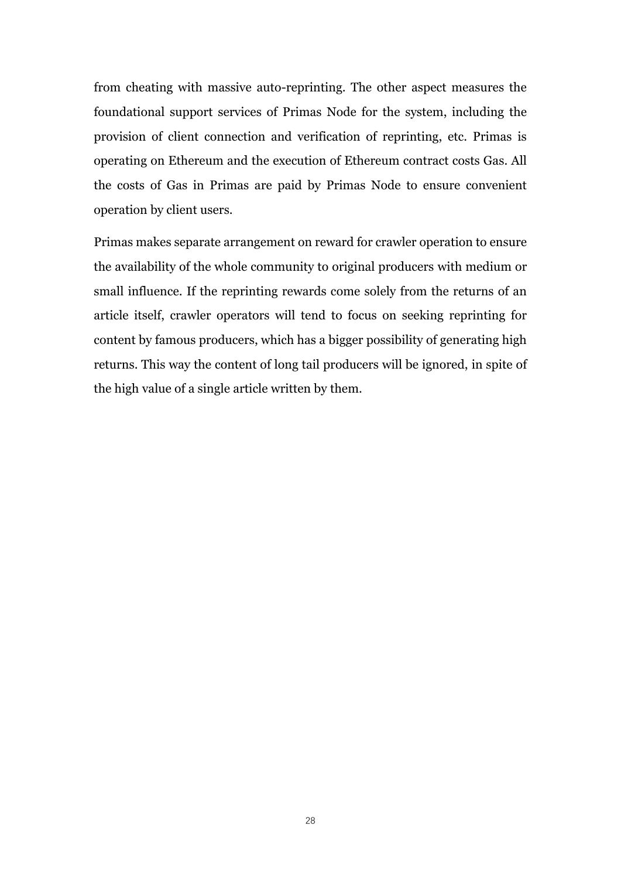from cheating with massive auto-reprinting. The other aspect measures the foundational support services of Primas Node for the system, including the provision of client connection and verification of reprinting, etc. Primas is operating on Ethereum and the execution of Ethereum contract costs Gas. All the costs of Gas in Primas are paid by Primas Node to ensure convenient operation by client users.

Primas makes separate arrangement on reward for crawler operation to ensure the availability of the whole community to original producers with medium or small influence. If the reprinting rewards come solely from the returns of an article itself, crawler operators will tend to focus on seeking reprinting for content by famous producers, which has a bigger possibility of generating high returns. This way the content of long tail producers will be ignored, in spite of the high value of a single article written by them.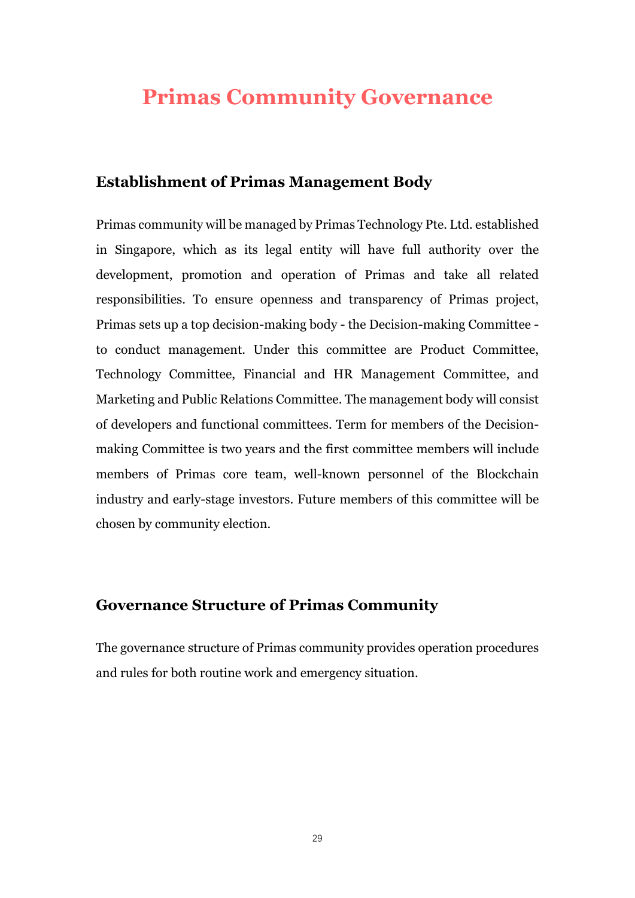# Primas Community Governance

## Establishment of Primas Management Body

Primas community will be managed by Primas Technology Pte. Ltd. established in Singapore, which as its legal entity will have full authority over the development, promotion and operation of Primas and take all related responsibilities. To ensure openness and transparency of Primas project, Primas sets up a top decision-making body - the Decision-making Committee - to conduct management. Under this committee are Product Committee, Technology Committee, Financial and HR Management Committee, and Marketing and Public Relations Committee. The management body will consist of developers and functional committees. Term for members of the Decision-making Committee is two years and the first committee members will include members of Primas core team, well-known personnel of the Blockchain industry and early-stage investors. Future members of this committee will be chosen by community election.

## Governance Structure of Primas Community

The governance structure of Primas community provides operation procedures and rules for both routine work and emergency situation.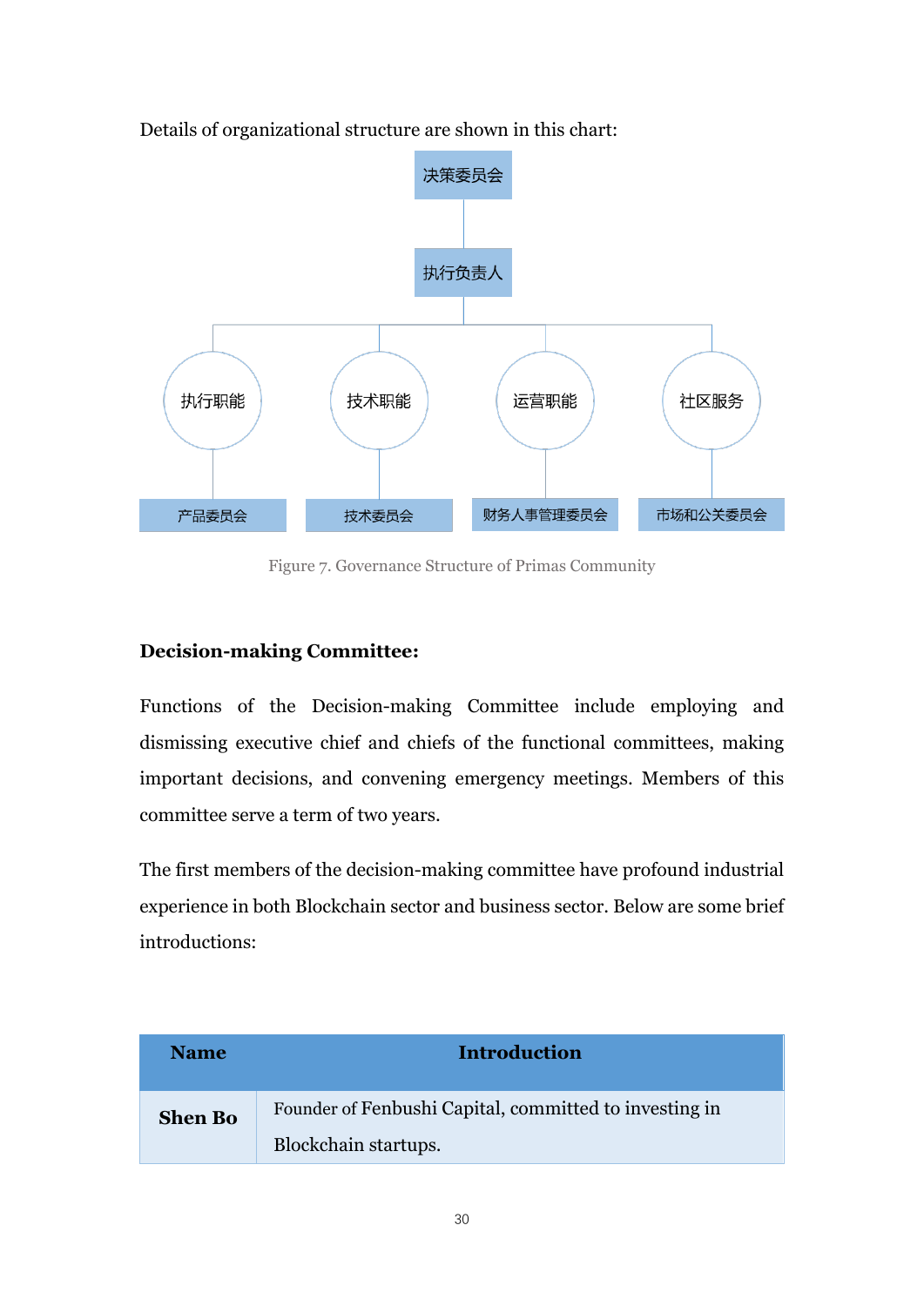Details of organizational structure are shown in this chart:

决策委员会

执行负责人

| 执行职能 | 技术职能 | 运营职能 | 社区服务 |
|---|---|---|---|
| 产品委员会 | 技术委员会 | 财务人事管理委员会 | 市场和公关委员会 |

Figure 7. Governance Structure of Primas Community

**Decision-making Committee:**

Functions of the Decision-making Committee include employing and dismissing executive chief and chiefs of the functional committees, making important decisions, and convening emergency meetings. Members of this committee serve a term of two years.

The first members of the decision-making committee have profound industrial experience in both Blockchain sector and business sector. Below are some brief introductions:

| Name | Introduction |
|---|---|
| **Shen Bo** | Founder of Fenbushi Capital, committed to investing in Blockchain startups. |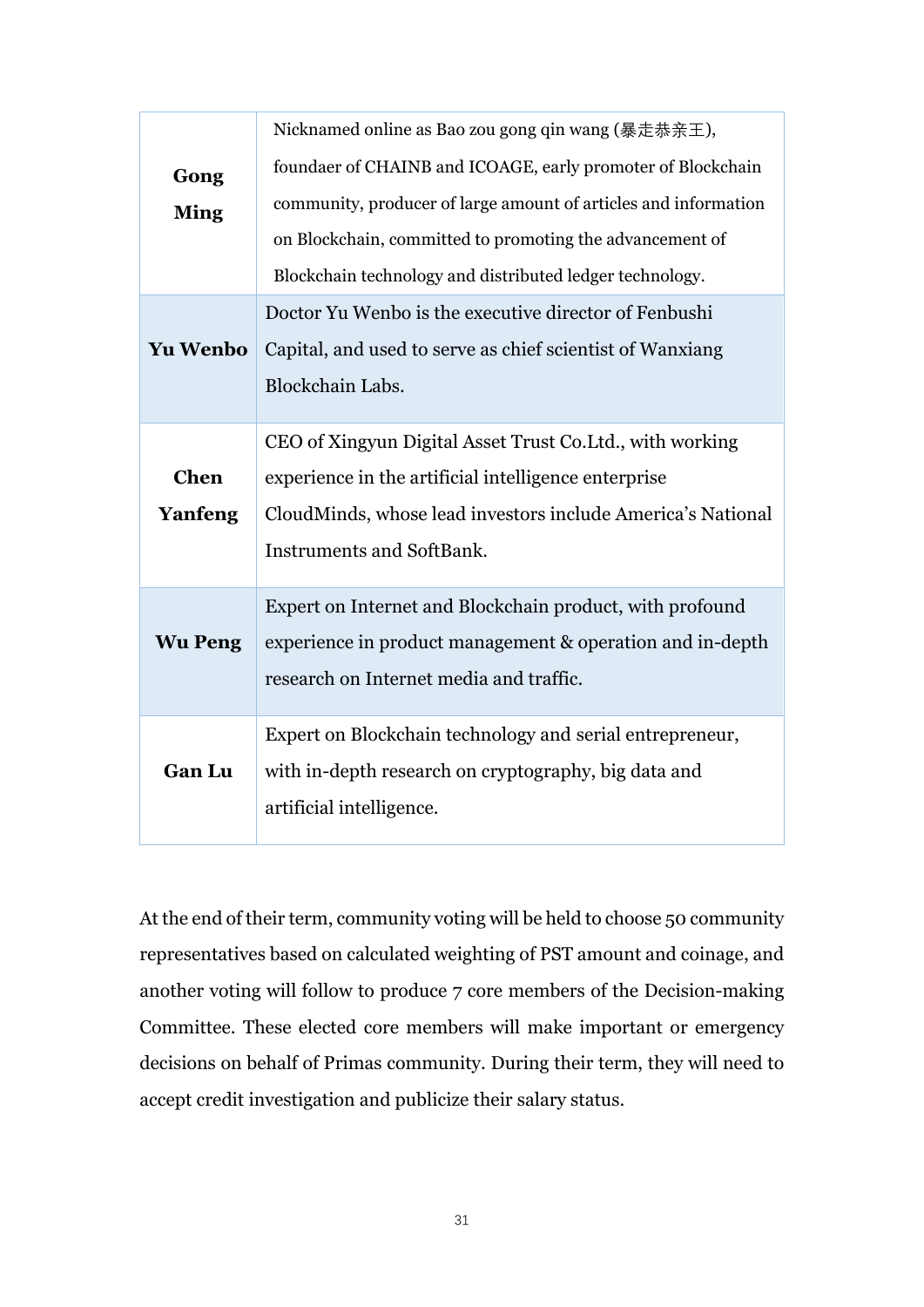| | |
|---|---|
| **Gong Ming** | Nicknamed online as Bao zou gong qin wang (暴走恭亲王), foundaer of CHAINB and ICOAGE, early promoter of Blockchain community, producer of large amount of articles and information on Blockchain, committed to promoting the advancement of Blockchain technology and distributed ledger technology. |
| **Yu Wenbo** | Doctor Yu Wenbo is the executive director of Fenbushi Capital, and used to serve as chief scientist of Wanxiang Blockchain Labs. |
| **Chen Yanfeng** | CEO of Xingyun Digital Asset Trust Co.Ltd., with working experience in the artificial intelligence enterprise CloudMinds, whose lead investors include America's National Instruments and SoftBank. |
| **Wu Peng** | Expert on Internet and Blockchain product, with profound experience in product management & operation and in-depth research on Internet media and traffic. |
| **Gan Lu** | Expert on Blockchain technology and serial entrepreneur, with in-depth research on cryptography, big data and artificial intelligence. |

At the end of their term, community voting will be held to choose 50 community representatives based on calculated weighting of PST amount and coinage, and another voting will follow to produce 7 core members of the Decision-making Committee. These elected core members will make important or emergency decisions on behalf of Primas community. During their term, they will need to accept credit investigation and publicize their salary status.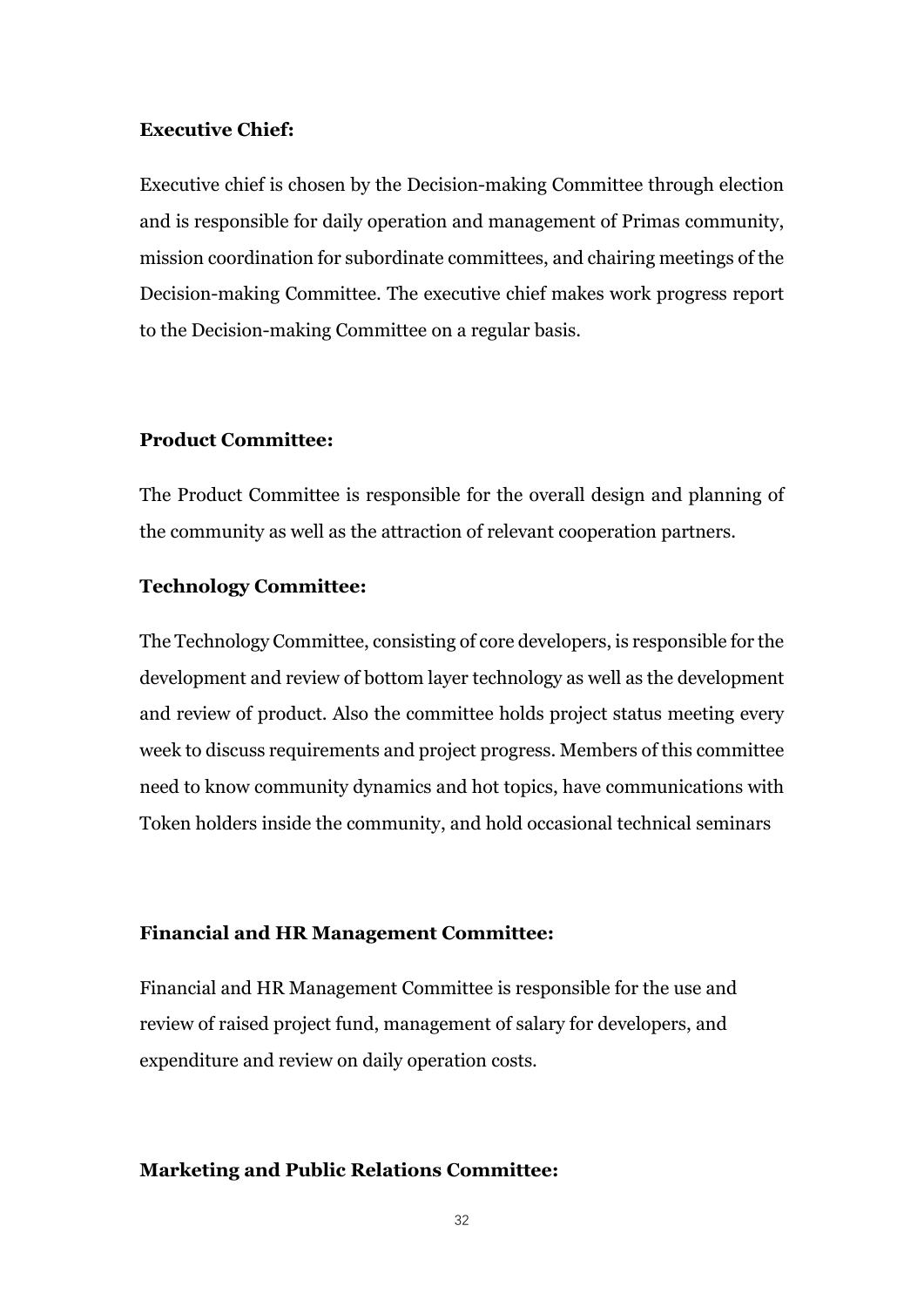**Executive Chief:**

Executive chief is chosen by the Decision-making Committee through election and is responsible for daily operation and management of Primas community, mission coordination for subordinate committees, and chairing meetings of the Decision-making Committee. The executive chief makes work progress report to the Decision-making Committee on a regular basis.

**Product Committee:**

The Product Committee is responsible for the overall design and planning of the community as well as the attraction of relevant cooperation partners.

**Technology Committee:**

The Technology Committee, consisting of core developers, is responsible for the development and review of bottom layer technology as well as the development and review of product. Also the committee holds project status meeting every week to discuss requirements and project progress. Members of this committee need to know community dynamics and hot topics, have communications with Token holders inside the community, and hold occasional technical seminars

**Financial and HR Management Committee:**

Financial and HR Management Committee is responsible for the use and review of raised project fund, management of salary for developers, and expenditure and review on daily operation costs.

**Marketing and Public Relations Committee:**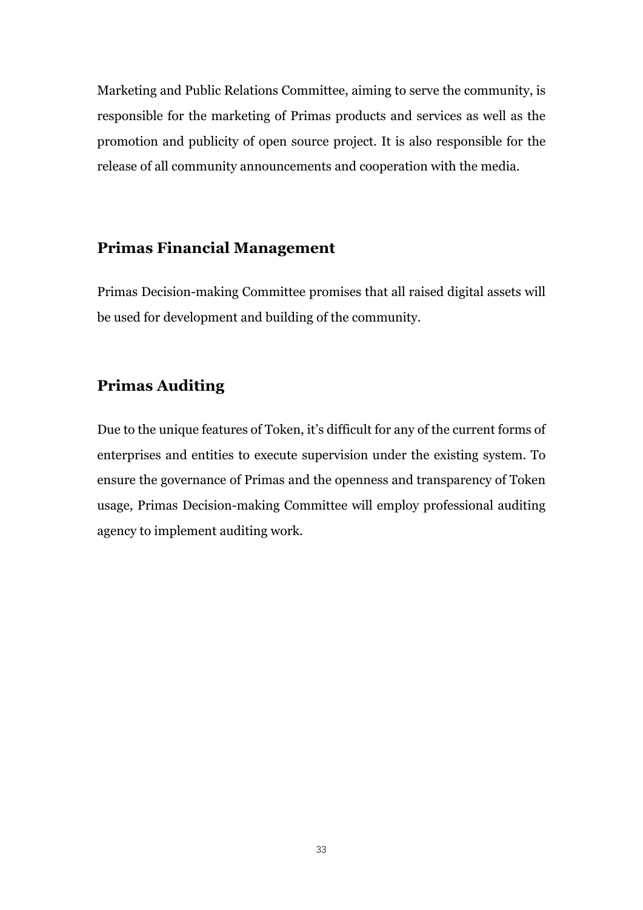Marketing and Public Relations Committee, aiming to serve the community, is responsible for the marketing of Primas products and services as well as the promotion and publicity of open source project. It is also responsible for the release of all community announcements and cooperation with the media.

## Primas Financial Management

Primas Decision-making Committee promises that all raised digital assets will be used for development and building of the community.

## Primas Auditing

Due to the unique features of Token, it's difficult for any of the current forms of enterprises and entities to execute supervision under the existing system. To ensure the governance of Primas and the openness and transparency of Token usage, Primas Decision-making Committee will employ professional auditing agency to implement auditing work.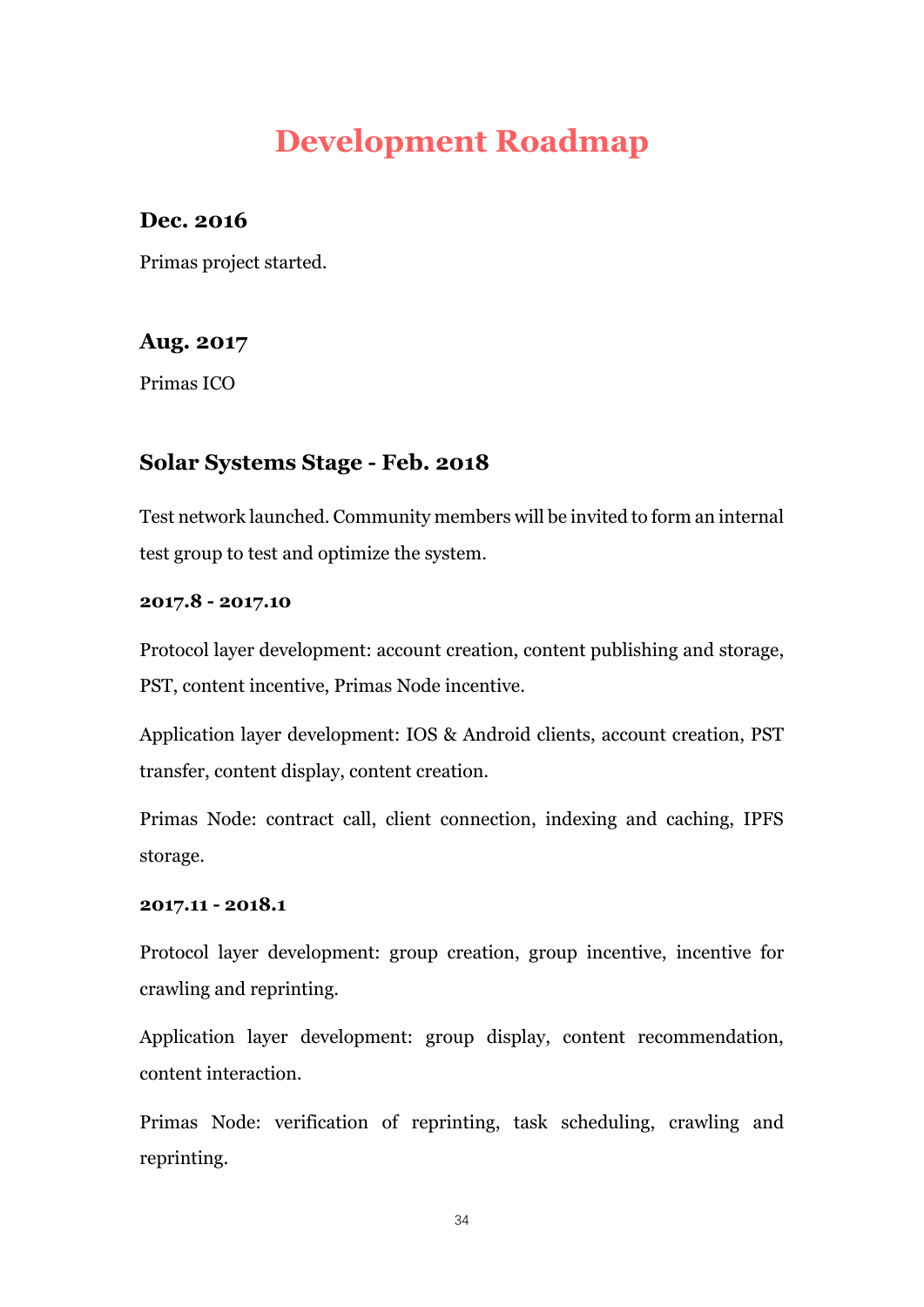# Development Roadmap

### Dec. 2016

Primas project started.

### Aug. 2017

Primas ICO

### Solar Systems Stage - Feb. 2018

Test network launched. Community members will be invited to form an internal test group to test and optimize the system.

**2017.8 - 2017.10**

Protocol layer development: account creation, content publishing and storage, PST, content incentive, Primas Node incentive.

Application layer development: IOS & Android clients, account creation, PST transfer, content display, content creation.

Primas Node: contract call, client connection, indexing and caching, IPFS storage.

**2017.11 - 2018.1**

Protocol layer development: group creation, group incentive, incentive for crawling and reprinting.

Application layer development: group display, content recommendation, content interaction.

Primas Node: verification of reprinting, task scheduling, crawling and reprinting.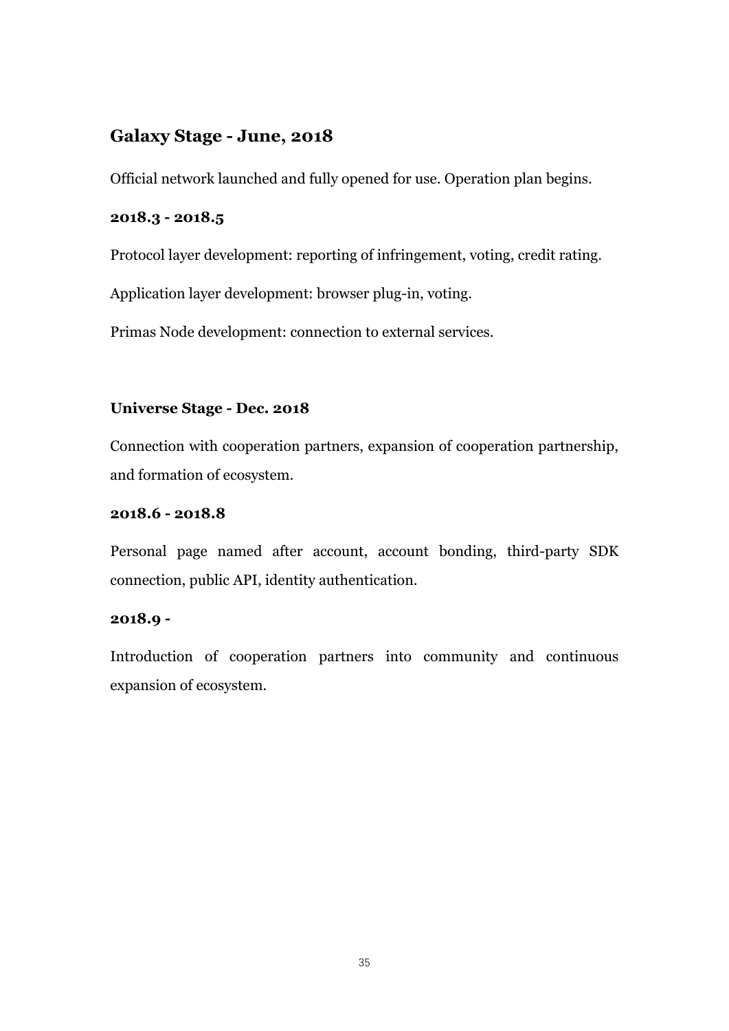## Galaxy Stage - June, 2018

Official network launched and fully opened for use. Operation plan begins.

**2018.3 - 2018.5**

Protocol layer development: reporting of infringement, voting, credit rating.

Application layer development: browser plug-in, voting.

Primas Node development: connection to external services.

**Universe Stage - Dec. 2018**

Connection with cooperation partners, expansion of cooperation partnership, and formation of ecosystem.

**2018.6 - 2018.8**

Personal page named after account, account bonding, third-party SDK connection, public API, identity authentication.

**2018.9 -**

Introduction of cooperation partners into community and continuous expansion of ecosystem.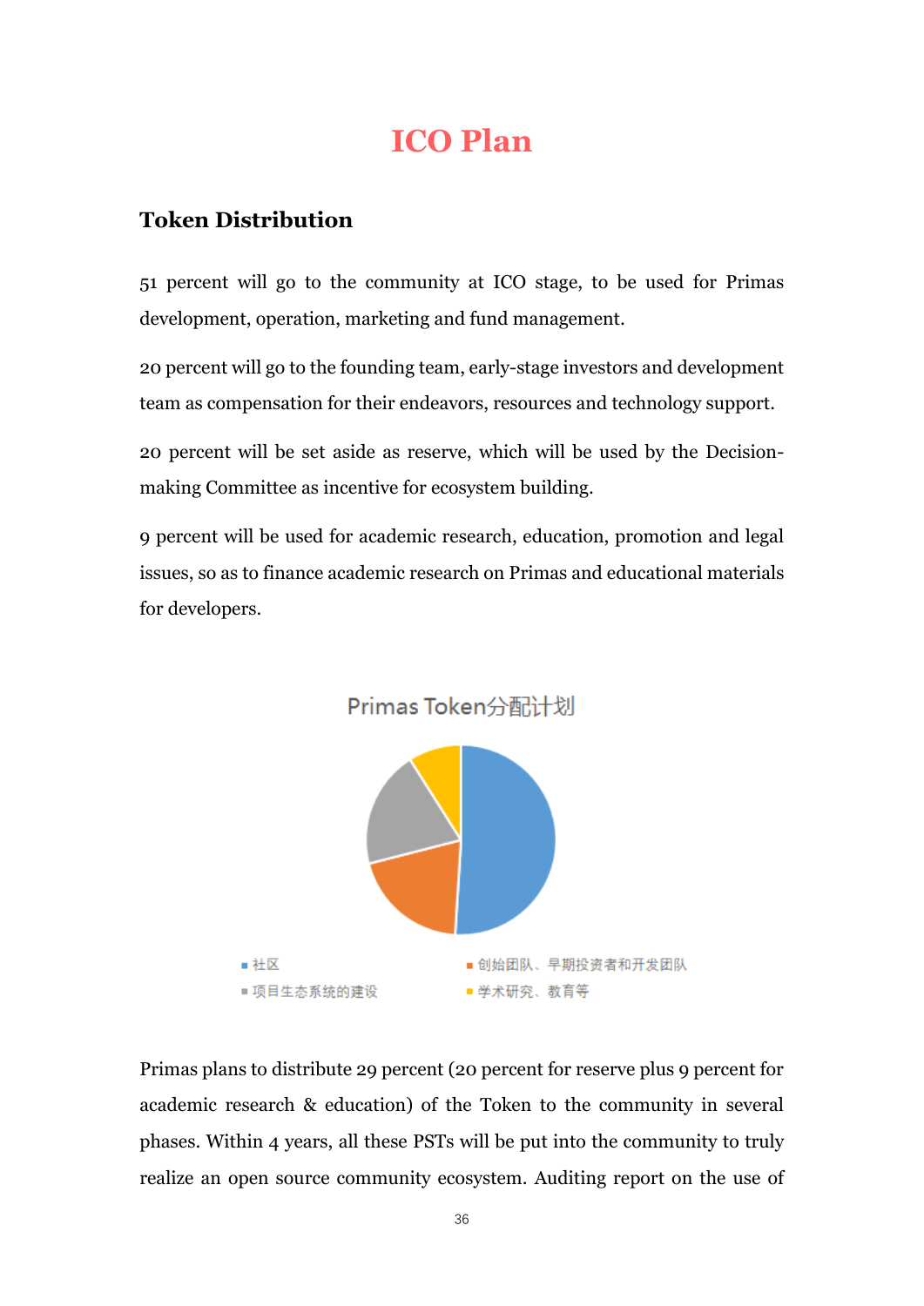# ICO Plan

## Token Distribution

51 percent will go to the community at ICO stage, to be used for Primas development, operation, marketing and fund management.

20 percent will go to the founding team, early-stage investors and development team as compensation for their endeavors, resources and technology support.

20 percent will be set aside as reserve, which will be used by the Decision-making Committee as incentive for ecosystem building.

9 percent will be used for academic research, education, promotion and legal issues, so as to finance academic research on Primas and educational materials for developers.

Primas Token分配计划

■ 社区 ■ 创始团队、早期投资者和开发团队
■ 项目生态系统的建设 ■ 学术研究、教育等

Primas plans to distribute 29 percent (20 percent for reserve plus 9 percent for academic research & education) of the Token to the community in several phases. Within 4 years, all these PSTs will be put into the community to truly realize an open source community ecosystem. Auditing report on the use of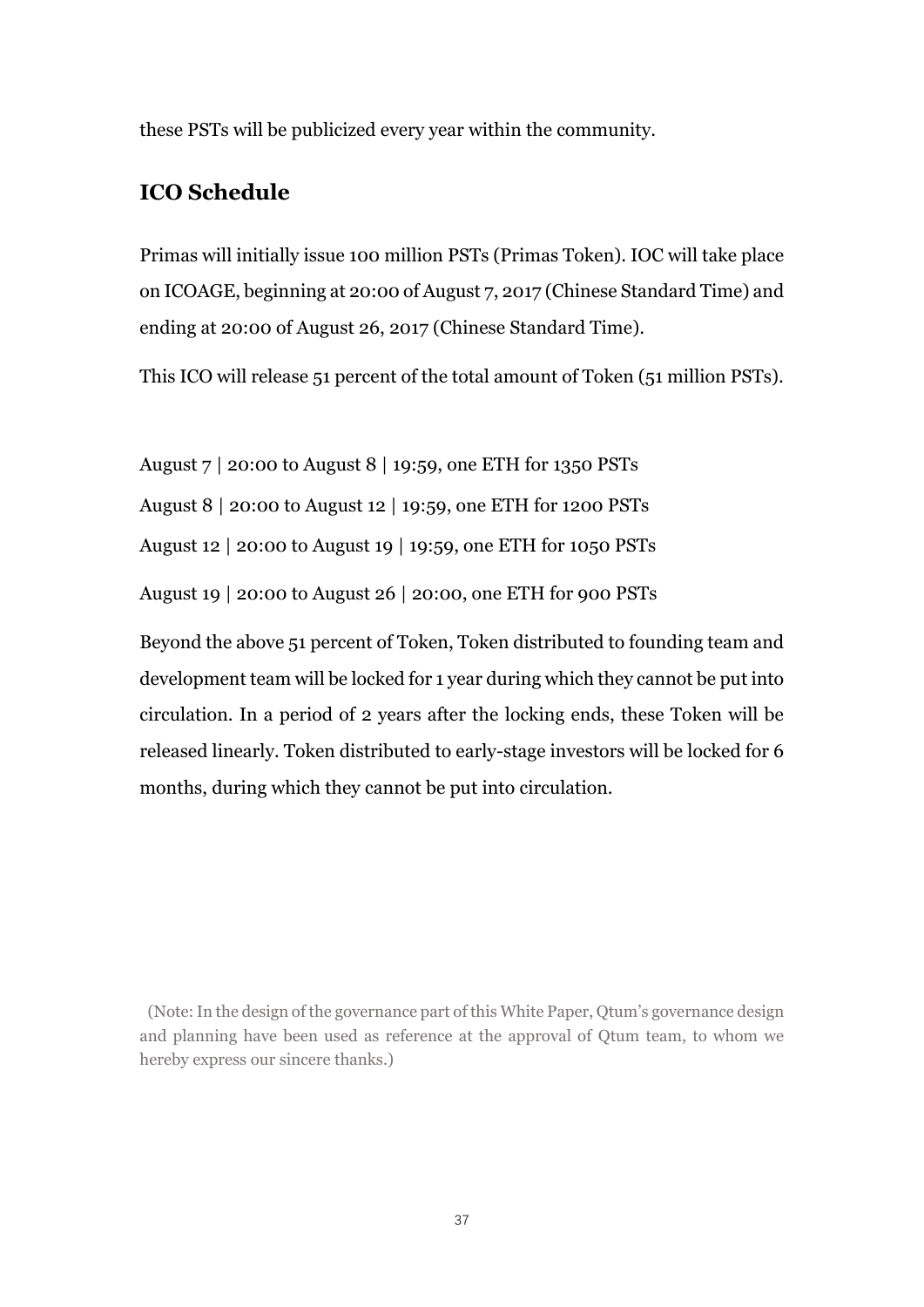these PSTs will be publicized every year within the community.

## ICO Schedule

Primas will initially issue 100 million PSTs (Primas Token). IOC will take place on ICOAGE, beginning at 20:00 of August 7, 2017 (Chinese Standard Time) and ending at 20:00 of August 26, 2017 (Chinese Standard Time).

This ICO will release 51 percent of the total amount of Token (51 million PSTs).

August 7 | 20:00 to August 8 | 19:59, one ETH for 1350 PSTs

August 8 | 20:00 to August 12 | 19:59, one ETH for 1200 PSTs

August 12 | 20:00 to August 19 | 19:59, one ETH for 1050 PSTs

August 19 | 20:00 to August 26 | 20:00, one ETH for 900 PSTs

Beyond the above 51 percent of Token, Token distributed to founding team and development team will be locked for 1 year during which they cannot be put into circulation. In a period of 2 years after the locking ends, these Token will be released linearly. Token distributed to early-stage investors will be locked for 6 months, during which they cannot be put into circulation.

(Note: In the design of the governance part of this White Paper, Qtum's governance design and planning have been used as reference at the approval of Qtum team, to whom we hereby express our sincere thanks.)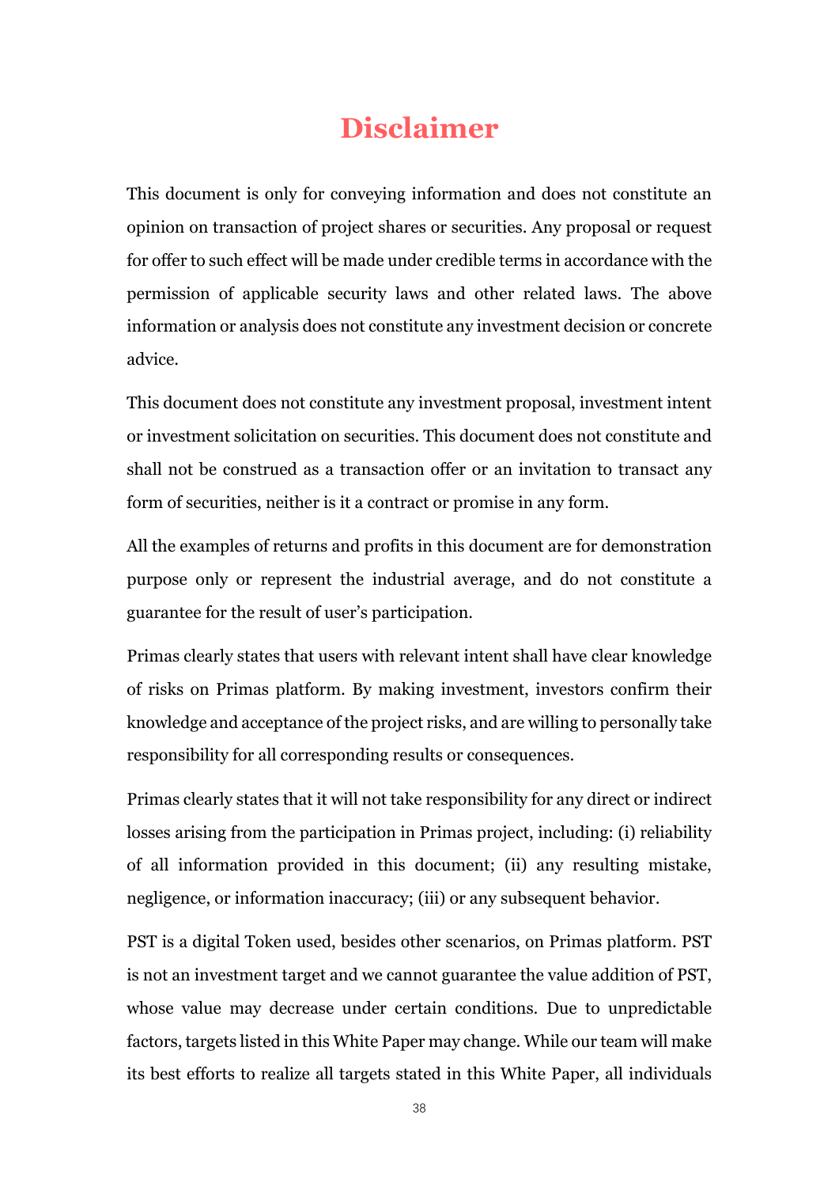# Disclaimer

This document is only for conveying information and does not constitute an opinion on transaction of project shares or securities. Any proposal or request for offer to such effect will be made under credible terms in accordance with the permission of applicable security laws and other related laws. The above information or analysis does not constitute any investment decision or concrete advice.

This document does not constitute any investment proposal, investment intent or investment solicitation on securities. This document does not constitute and shall not be construed as a transaction offer or an invitation to transact any form of securities, neither is it a contract or promise in any form.

All the examples of returns and profits in this document are for demonstration purpose only or represent the industrial average, and do not constitute a guarantee for the result of user's participation.

Primas clearly states that users with relevant intent shall have clear knowledge of risks on Primas platform. By making investment, investors confirm their knowledge and acceptance of the project risks, and are willing to personally take responsibility for all corresponding results or consequences.

Primas clearly states that it will not take responsibility for any direct or indirect losses arising from the participation in Primas project, including: (i) reliability of all information provided in this document; (ii) any resulting mistake, negligence, or information inaccuracy; (iii) or any subsequent behavior.

PST is a digital Token used, besides other scenarios, on Primas platform. PST is not an investment target and we cannot guarantee the value addition of PST, whose value may decrease under certain conditions. Due to unpredictable factors, targets listed in this White Paper may change. While our team will make its best efforts to realize all targets stated in this White Paper, all individuals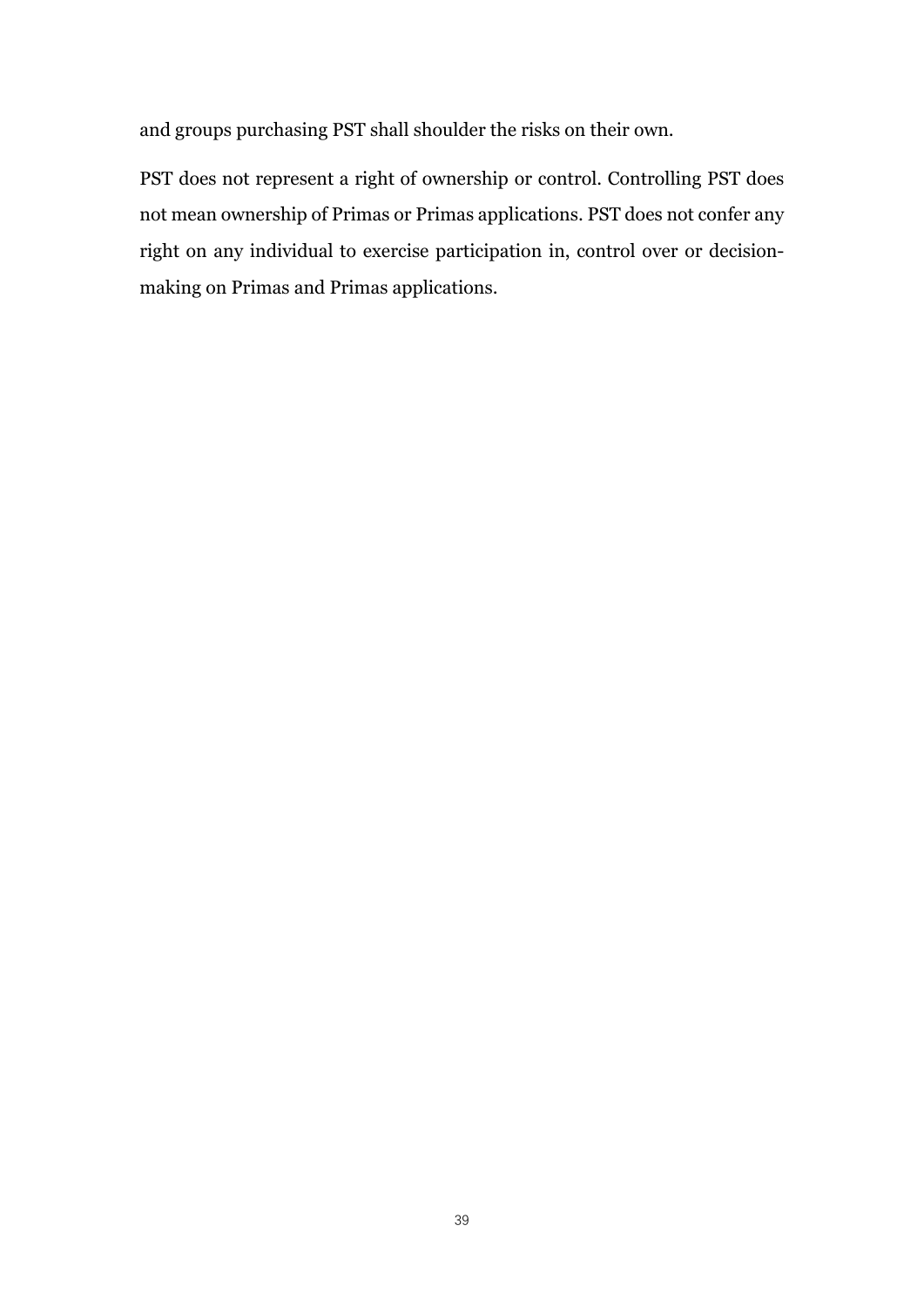and groups purchasing PST shall shoulder the risks on their own.

PST does not represent a right of ownership or control. Controlling PST does not mean ownership of Primas or Primas applications. PST does not confer any right on any individual to exercise participation in, control over or decision-making on Primas and Primas applications.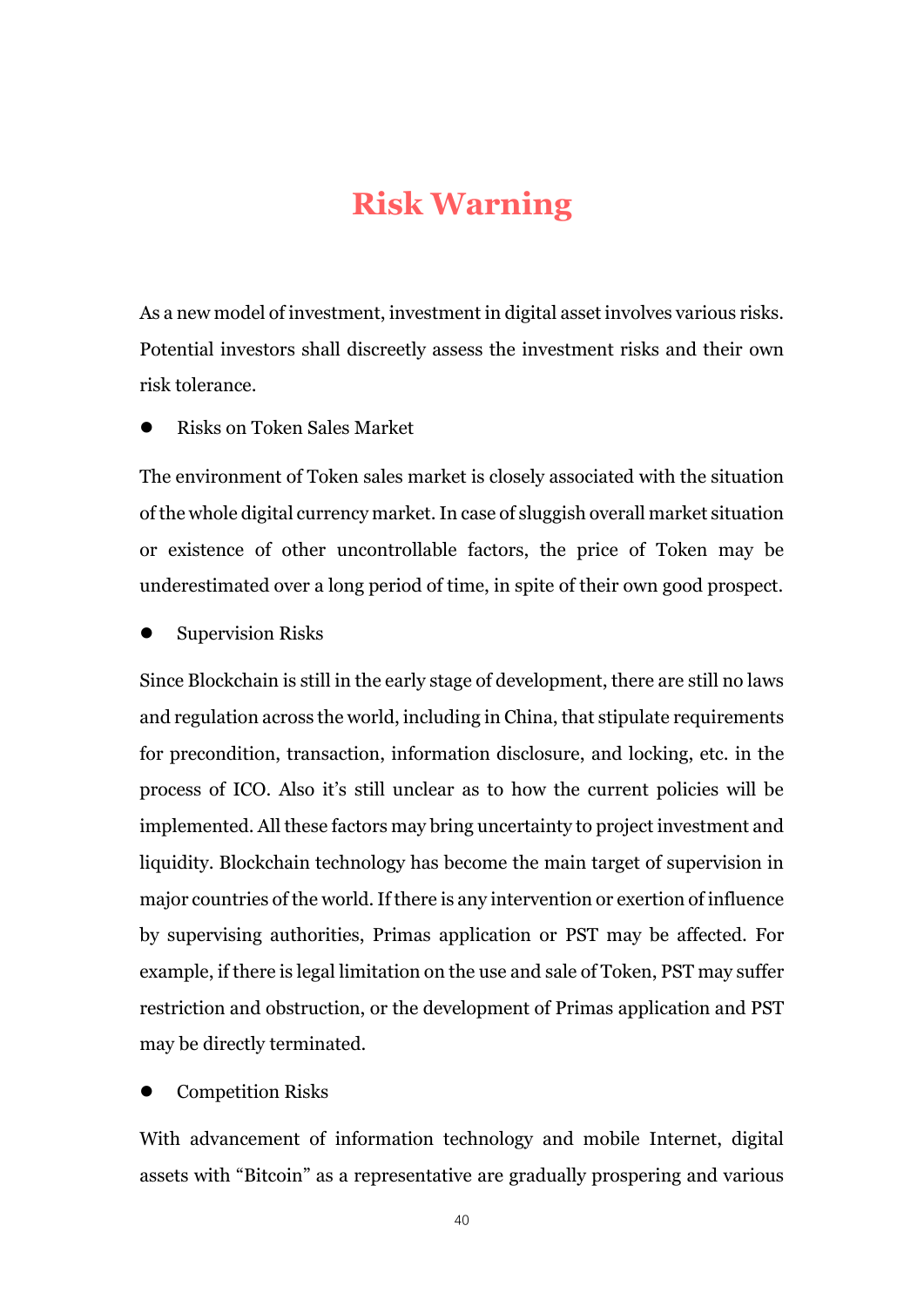# Risk Warning

As a new model of investment, investment in digital asset involves various risks. Potential investors shall discreetly assess the investment risks and their own risk tolerance.

- Risks on Token Sales Market

The environment of Token sales market is closely associated with the situation of the whole digital currency market. In case of sluggish overall market situation or existence of other uncontrollable factors, the price of Token may be underestimated over a long period of time, in spite of their own good prospect.

- Supervision Risks

Since Blockchain is still in the early stage of development, there are still no laws and regulation across the world, including in China, that stipulate requirements for precondition, transaction, information disclosure, and locking, etc. in the process of ICO. Also it's still unclear as to how the current policies will be implemented. All these factors may bring uncertainty to project investment and liquidity. Blockchain technology has become the main target of supervision in major countries of the world. If there is any intervention or exertion of influence by supervising authorities, Primas application or PST may be affected. For example, if there is legal limitation on the use and sale of Token, PST may suffer restriction and obstruction, or the development of Primas application and PST may be directly terminated.

- Competition Risks

With advancement of information technology and mobile Internet, digital assets with "Bitcoin" as a representative are gradually prospering and various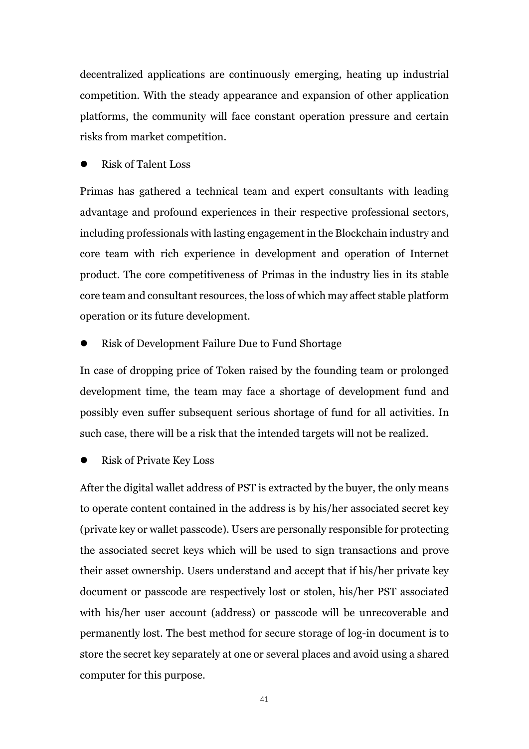decentralized applications are continuously emerging, heating up industrial competition. With the steady appearance and expansion of other application platforms, the community will face constant operation pressure and certain risks from market competition.

- Risk of Talent Loss

Primas has gathered a technical team and expert consultants with leading advantage and profound experiences in their respective professional sectors, including professionals with lasting engagement in the Blockchain industry and core team with rich experience in development and operation of Internet product. The core competitiveness of Primas in the industry lies in its stable core team and consultant resources, the loss of which may affect stable platform operation or its future development.

- Risk of Development Failure Due to Fund Shortage

In case of dropping price of Token raised by the founding team or prolonged development time, the team may face a shortage of development fund and possibly even suffer subsequent serious shortage of fund for all activities. In such case, there will be a risk that the intended targets will not be realized.

- Risk of Private Key Loss

After the digital wallet address of PST is extracted by the buyer, the only means to operate content contained in the address is by his/her associated secret key (private key or wallet passcode). Users are personally responsible for protecting the associated secret keys which will be used to sign transactions and prove their asset ownership. Users understand and accept that if his/her private key document or passcode are respectively lost or stolen, his/her PST associated with his/her user account (address) or passcode will be unrecoverable and permanently lost. The best method for secure storage of log-in document is to store the secret key separately at one or several places and avoid using a shared computer for this purpose.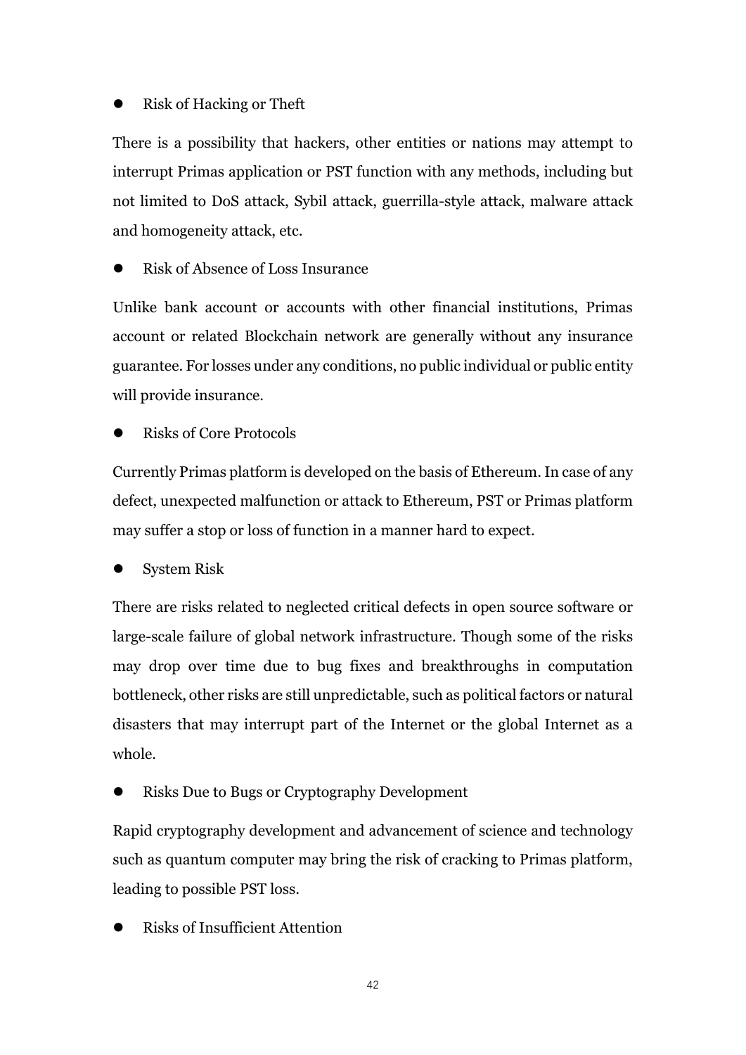- Risk of Hacking or Theft

There is a possibility that hackers, other entities or nations may attempt to interrupt Primas application or PST function with any methods, including but not limited to DoS attack, Sybil attack, guerrilla-style attack, malware attack and homogeneity attack, etc.

- Risk of Absence of Loss Insurance

Unlike bank account or accounts with other financial institutions, Primas account or related Blockchain network are generally without any insurance guarantee. For losses under any conditions, no public individual or public entity will provide insurance.

- Risks of Core Protocols

Currently Primas platform is developed on the basis of Ethereum. In case of any defect, unexpected malfunction or attack to Ethereum, PST or Primas platform may suffer a stop or loss of function in a manner hard to expect.

- System Risk

There are risks related to neglected critical defects in open source software or large-scale failure of global network infrastructure. Though some of the risks may drop over time due to bug fixes and breakthroughs in computation bottleneck, other risks are still unpredictable, such as political factors or natural disasters that may interrupt part of the Internet or the global Internet as a whole.

- Risks Due to Bugs or Cryptography Development

Rapid cryptography development and advancement of science and technology such as quantum computer may bring the risk of cracking to Primas platform, leading to possible PST loss.

- Risks of Insufficient Attention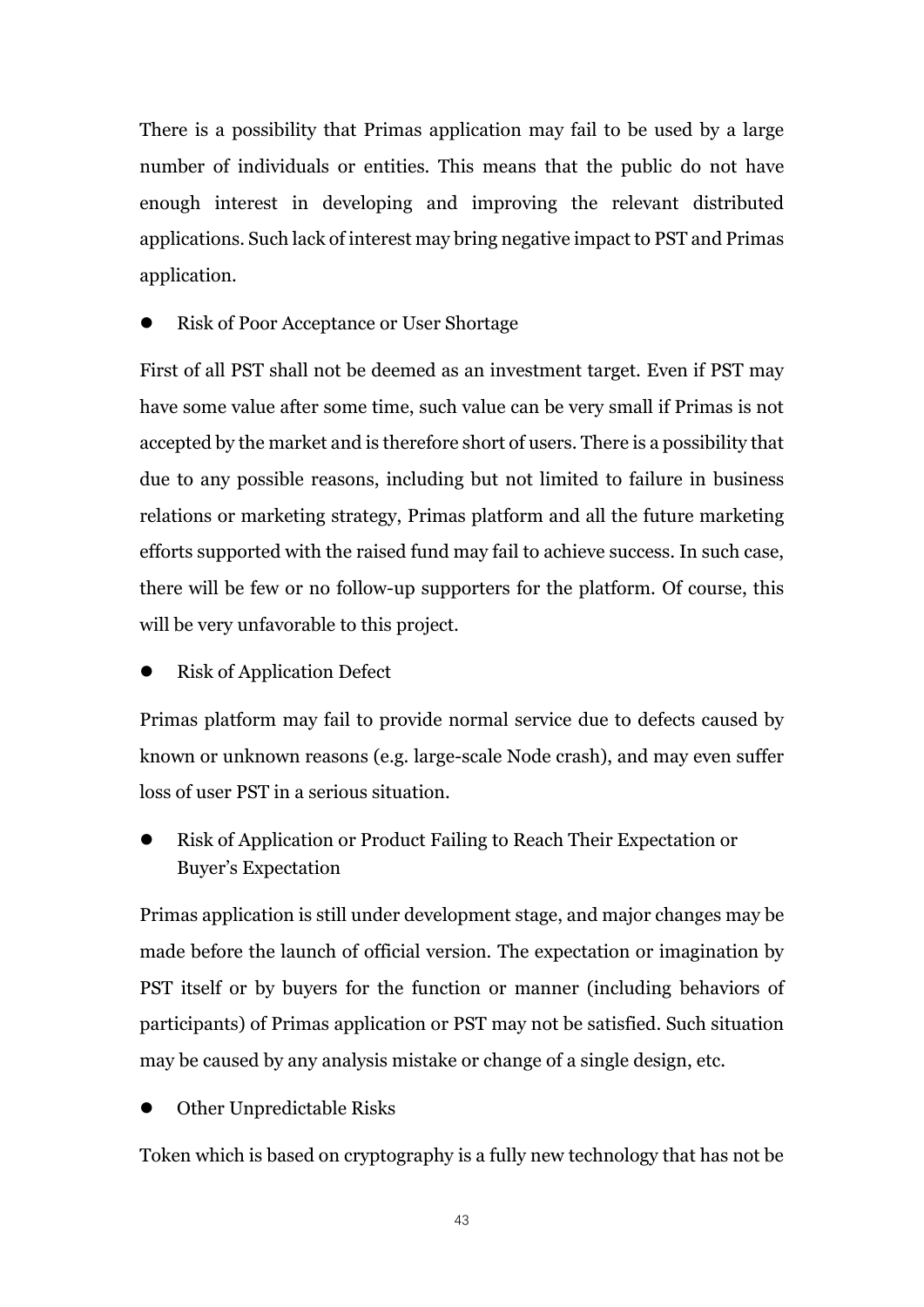There is a possibility that Primas application may fail to be used by a large number of individuals or entities. This means that the public do not have enough interest in developing and improving the relevant distributed applications. Such lack of interest may bring negative impact to PST and Primas application.

- Risk of Poor Acceptance or User Shortage

First of all PST shall not be deemed as an investment target. Even if PST may have some value after some time, such value can be very small if Primas is not accepted by the market and is therefore short of users. There is a possibility that due to any possible reasons, including but not limited to failure in business relations or marketing strategy, Primas platform and all the future marketing efforts supported with the raised fund may fail to achieve success. In such case, there will be few or no follow-up supporters for the platform. Of course, this will be very unfavorable to this project.

- Risk of Application Defect

Primas platform may fail to provide normal service due to defects caused by known or unknown reasons (e.g. large-scale Node crash), and may even suffer loss of user PST in a serious situation.

- Risk of Application or Product Failing to Reach Their Expectation or Buyer's Expectation

Primas application is still under development stage, and major changes may be made before the launch of official version. The expectation or imagination by PST itself or by buyers for the function or manner (including behaviors of participants) of Primas application or PST may not be satisfied. Such situation may be caused by any analysis mistake or change of a single design, etc.

- Other Unpredictable Risks

Token which is based on cryptography is a fully new technology that has not be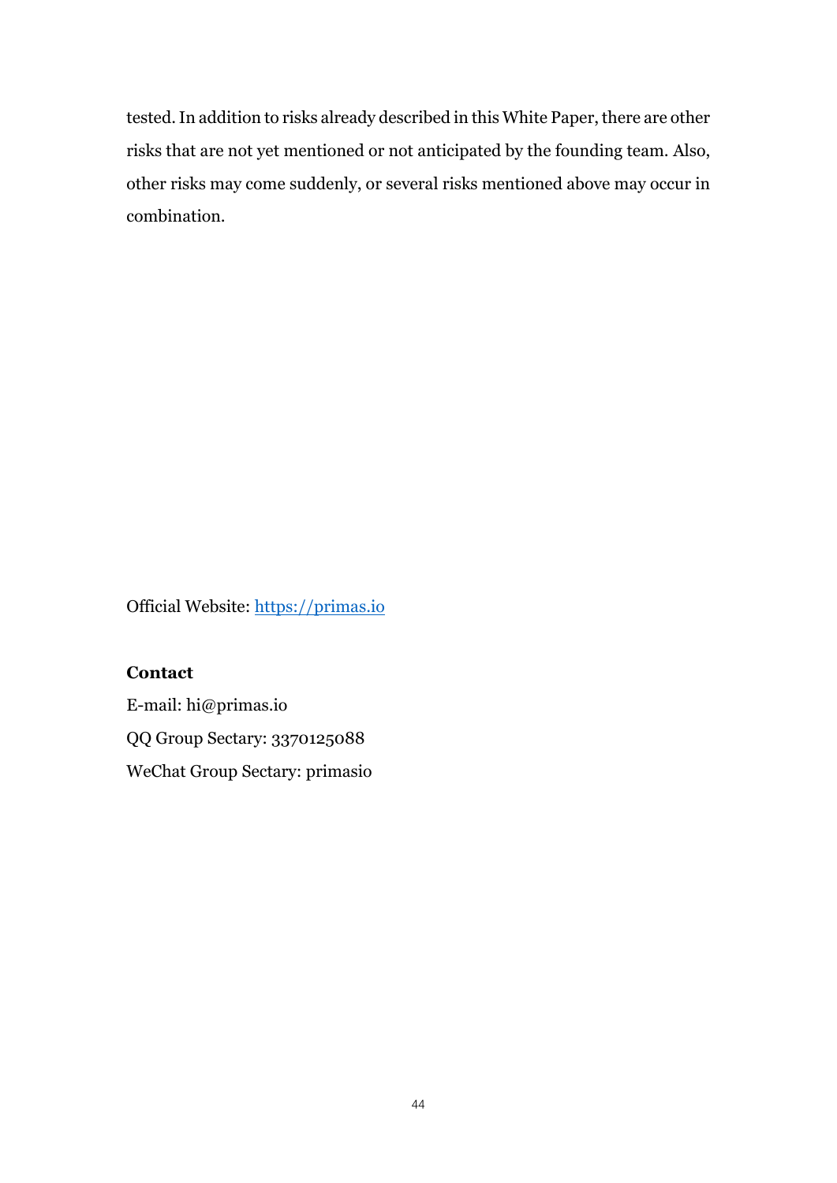tested. In addition to risks already described in this White Paper, there are other risks that are not yet mentioned or not anticipated by the founding team. Also, other risks may come suddenly, or several risks mentioned above may occur in combination.

Official Website: https://primas.io

**Contact**

E-mail: hi@primas.io

QQ Group Sectary: 3370125088

WeChat Group Sectary: primasio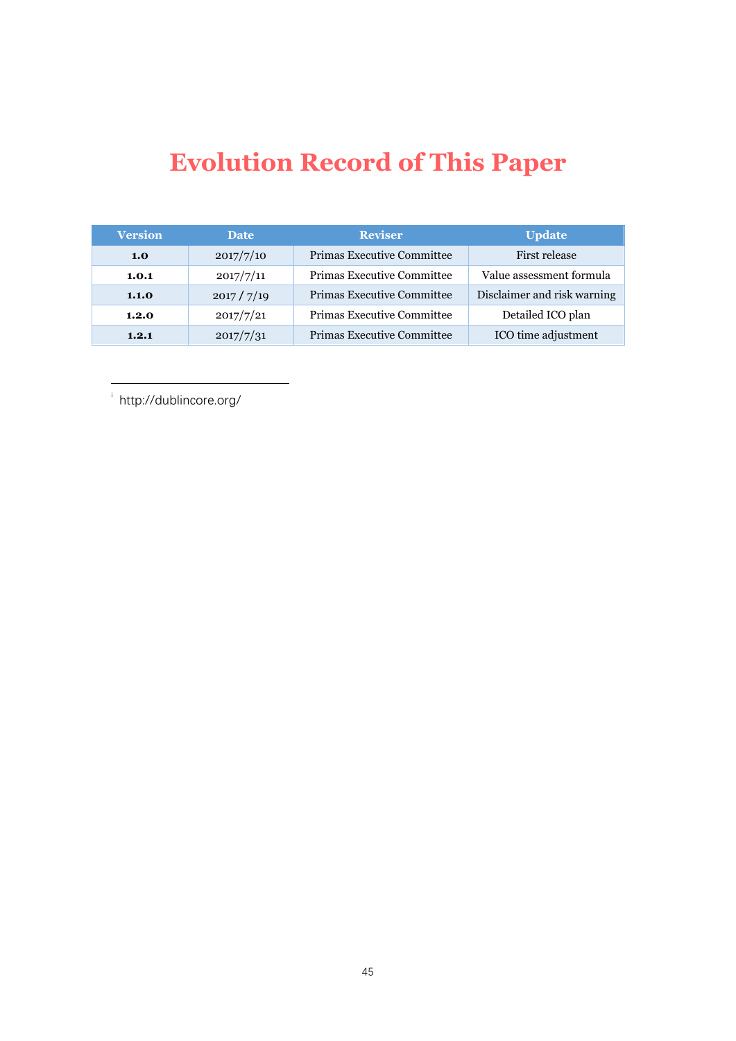# Evolution Record of This Paper

| Version | Date | Reviser | Update |
|---|---|---|---|
| **1.0** | 2017/7/10 | Primas Executive Committee | First release |
| **1.0.1** | 2017/7/11 | Primas Executive Committee | Value assessment formula |
| **1.1.0** | 2017 / 7/19 | Primas Executive Committee | Disclaimer and risk warning |
| **1.2.0** | 2017/7/21 | Primas Executive Committee | Detailed ICO plan |
| **1.2.1** | 2017/7/31 | Primas Executive Committee | ICO time adjustment |

---

[i] http://dublincore.org/